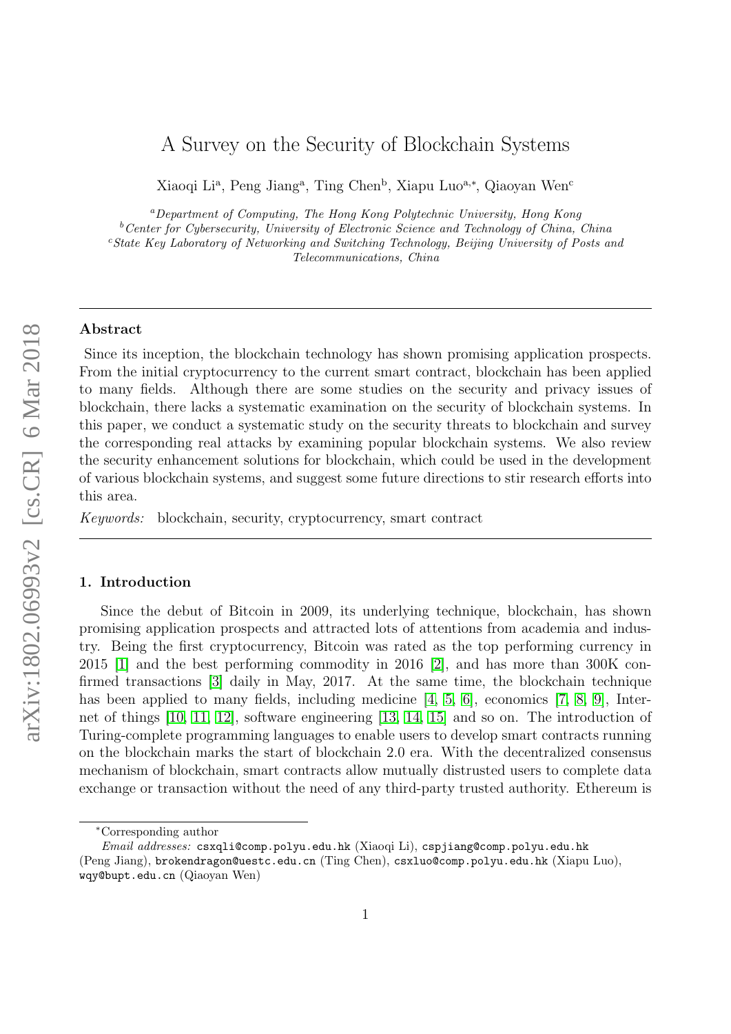# A Survey on the Security of Blockchain Systems

Xiaoqi Li[a], Peng Jiang[a], Ting Chen[b], Xiapu Luo[a,*], Qiaoyan Wen[c]

[a]*Department of Computing, The Hong Kong Polytechnic University, Hong Kong*
[b]*Center for Cybersecurity, University of Electronic Science and Technology of China, China*
[c]*State Key Laboratory of Networking and Switching Technology, Beijing University of Posts and Telecommunications, China*

---

**Abstract**

Since its inception, the blockchain technology has shown promising application prospects. From the initial cryptocurrency to the current smart contract, blockchain has been applied to many fields. Although there are some studies on the security and privacy issues of blockchain, there lacks a systematic examination on the security of blockchain systems. In this paper, we conduct a systematic study on the security threats to blockchain and survey the corresponding real attacks by examining popular blockchain systems. We also review the security enhancement solutions for blockchain, which could be used in the development of various blockchain systems, and suggest some future directions to stir research efforts into this area.

*Keywords:* blockchain, security, cryptocurrency, smart contract

---

## 1. Introduction

Since the debut of Bitcoin in 2009, its underlying technique, blockchain, has shown promising application prospects and attracted lots of attentions from academia and industry. Being the first cryptocurrency, Bitcoin was rated as the top performing currency in 2015 [1] and the best performing commodity in 2016 [2], and has more than 300K confirmed transactions [3] daily in May, 2017. At the same time, the blockchain technique has been applied to many fields, including medicine [4, 5, 6], economics [7, 8, 9], Internet of things [10, 11, 12], software engineering [13, 14, 15] and so on. The introduction of Turing-complete programming languages to enable users to develop smart contracts running on the blockchain marks the start of blockchain 2.0 era. With the decentralized consensus mechanism of blockchain, smart contracts allow mutually distrusted users to complete data exchange or transaction without the need of any third-party trusted authority. Ethereum is

---

*Corresponding author

*Email addresses:* csxqli@comp.polyu.edu.hk (Xiaoqi Li), cspjiang@comp.polyu.edu.hk (Peng Jiang), brokendragon@uestc.edu.cn (Ting Chen), csxluo@comp.polyu.edu.hk (Xiapu Luo), wqy@bupt.edu.cn (Qiaoyan Wen)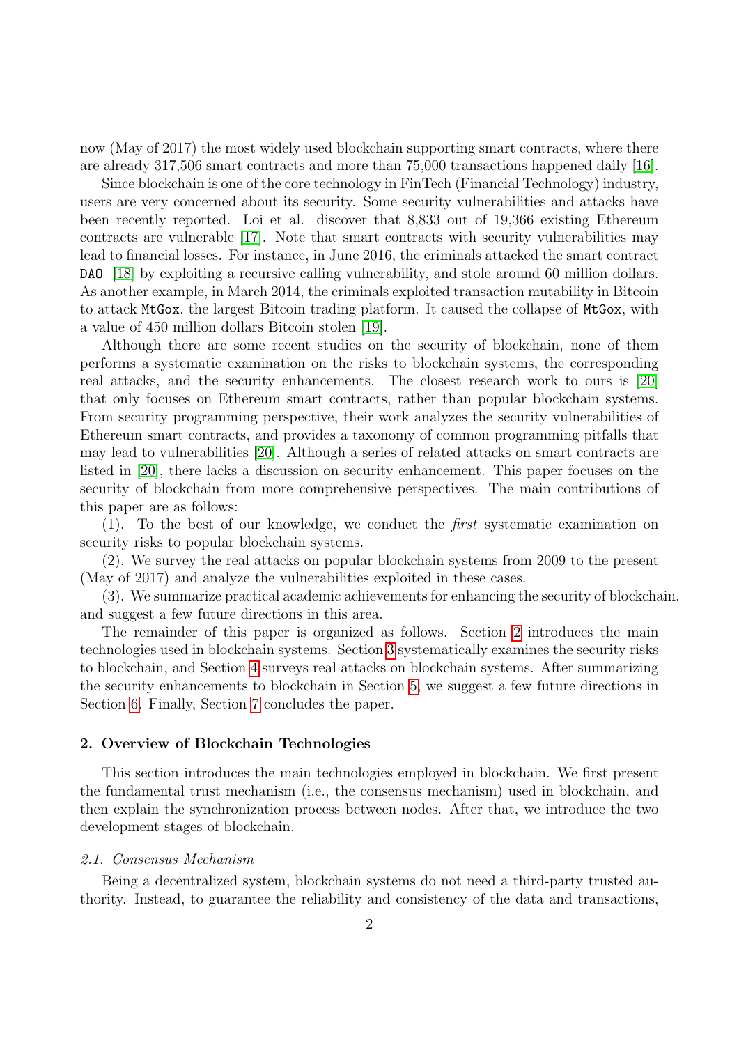now (May of 2017) the most widely used blockchain supporting smart contracts, where there are already 317,506 smart contracts and more than 75,000 transactions happened daily [16].

Since blockchain is one of the core technology in FinTech (Financial Technology) industry, users are very concerned about its security. Some security vulnerabilities and attacks have been recently reported. Loi et al. discover that 8,833 out of 19,366 existing Ethereum contracts are vulnerable [17]. Note that smart contracts with security vulnerabilities may lead to financial losses. For instance, in June 2016, the criminals attacked the smart contract `DAO` [18] by exploiting a recursive calling vulnerability, and stole around 60 million dollars. As another example, in March 2014, the criminals exploited transaction mutability in Bitcoin to attack `MtGox`, the largest Bitcoin trading platform. It caused the collapse of `MtGox`, with a value of 450 million dollars Bitcoin stolen [19].

Although there are some recent studies on the security of blockchain, none of them performs a systematic examination on the risks to blockchain systems, the corresponding real attacks, and the security enhancements. The closest research work to ours is [20] that only focuses on Ethereum smart contracts, rather than popular blockchain systems. From security programming perspective, their work analyzes the security vulnerabilities of Ethereum smart contracts, and provides a taxonomy of common programming pitfalls that may lead to vulnerabilities [20]. Although a series of related attacks on smart contracts are listed in [20], there lacks a discussion on security enhancement. This paper focuses on the security of blockchain from more comprehensive perspectives. The main contributions of this paper are as follows:

(1). To the best of our knowledge, we conduct the *first* systematic examination on security risks to popular blockchain systems.

(2). We survey the real attacks on popular blockchain systems from 2009 to the present (May of 2017) and analyze the vulnerabilities exploited in these cases.

(3). We summarize practical academic achievements for enhancing the security of blockchain, and suggest a few future directions in this area.

The remainder of this paper is organized as follows. Section 2 introduces the main technologies used in blockchain systems. Section 3 systematically examines the security risks to blockchain, and Section 4 surveys real attacks on blockchain systems. After summarizing the security enhancements to blockchain in Section 5, we suggest a few future directions in Section 6. Finally, Section 7 concludes the paper.

## 2. Overview of Blockchain Technologies

This section introduces the main technologies employed in blockchain. We first present the fundamental trust mechanism (i.e., the consensus mechanism) used in blockchain, and then explain the synchronization process between nodes. After that, we introduce the two development stages of blockchain.

### 2.1. Consensus Mechanism

Being a decentralized system, blockchain systems do not need a third-party trusted authority. Instead, to guarantee the reliability and consistency of the data and transactions,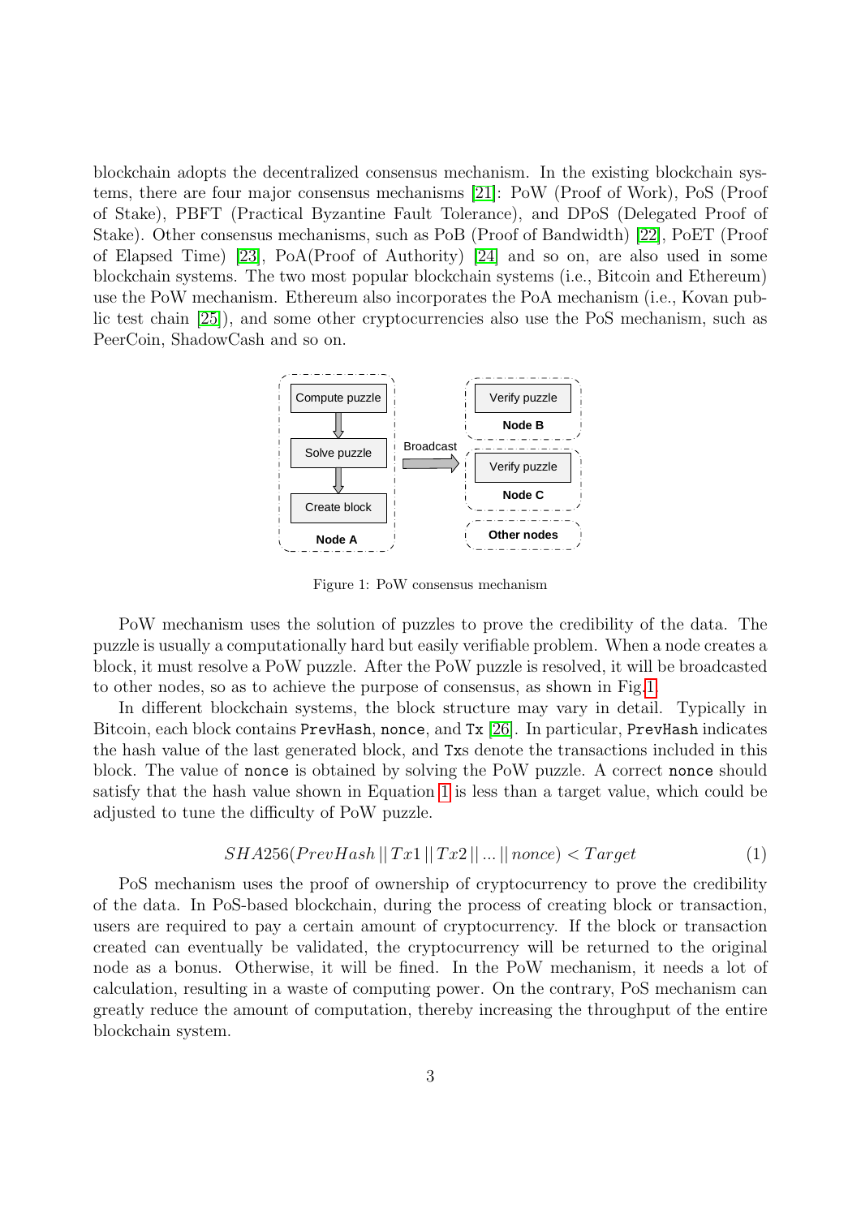blockchain adopts the decentralized consensus mechanism. In the existing blockchain systems, there are four major consensus mechanisms [21]: PoW (Proof of Work), PoS (Proof of Stake), PBFT (Practical Byzantine Fault Tolerance), and DPoS (Delegated Proof of Stake). Other consensus mechanisms, such as PoB (Proof of Bandwidth) [22], PoET (Proof of Elapsed Time) [23], PoA(Proof of Authority) [24] and so on, are also used in some blockchain systems. The two most popular blockchain systems (i.e., Bitcoin and Ethereum) use the PoW mechanism. Ethereum also incorporates the PoA mechanism (i.e., Kovan public test chain [25]), and some other cryptocurrencies also use the PoS mechanism, such as PeerCoin, ShadowCash and so on.

Figure 1: PoW consensus mechanism

PoW mechanism uses the solution of puzzles to prove the credibility of the data. The puzzle is usually a computationally hard but easily verifiable problem. When a node creates a block, it must resolve a PoW puzzle. After the PoW puzzle is resolved, it will be broadcasted to other nodes, so as to achieve the purpose of consensus, as shown in Fig.1.

In different blockchain systems, the block structure may vary in detail. Typically in Bitcoin, each block contains `PrevHash`, `nonce`, and `Tx` [26]. In particular, `PrevHash` indicates the hash value of the last generated block, and `Tx`s denote the transactions included in this block. The value of `nonce` is obtained by solving the PoW puzzle. A correct `nonce` should satisfy that the hash value shown in Equation 1 is less than a target value, which could be adjusted to tune the difficulty of PoW puzzle.

$$SHA256(PrevHash \,||\, Tx1 \,||\, Tx2 \,||\, ... \,||\, nonce) < Target \tag{1}$$

PoS mechanism uses the proof of ownership of cryptocurrency to prove the credibility of the data. In PoS-based blockchain, during the process of creating block or transaction, users are required to pay a certain amount of cryptocurrency. If the block or transaction created can eventually be validated, the cryptocurrency will be returned to the original node as a bonus. Otherwise, it will be fined. In the PoW mechanism, it needs a lot of calculation, resulting in a waste of computing power. On the contrary, PoS mechanism can greatly reduce the amount of computation, thereby increasing the throughput of the entire blockchain system.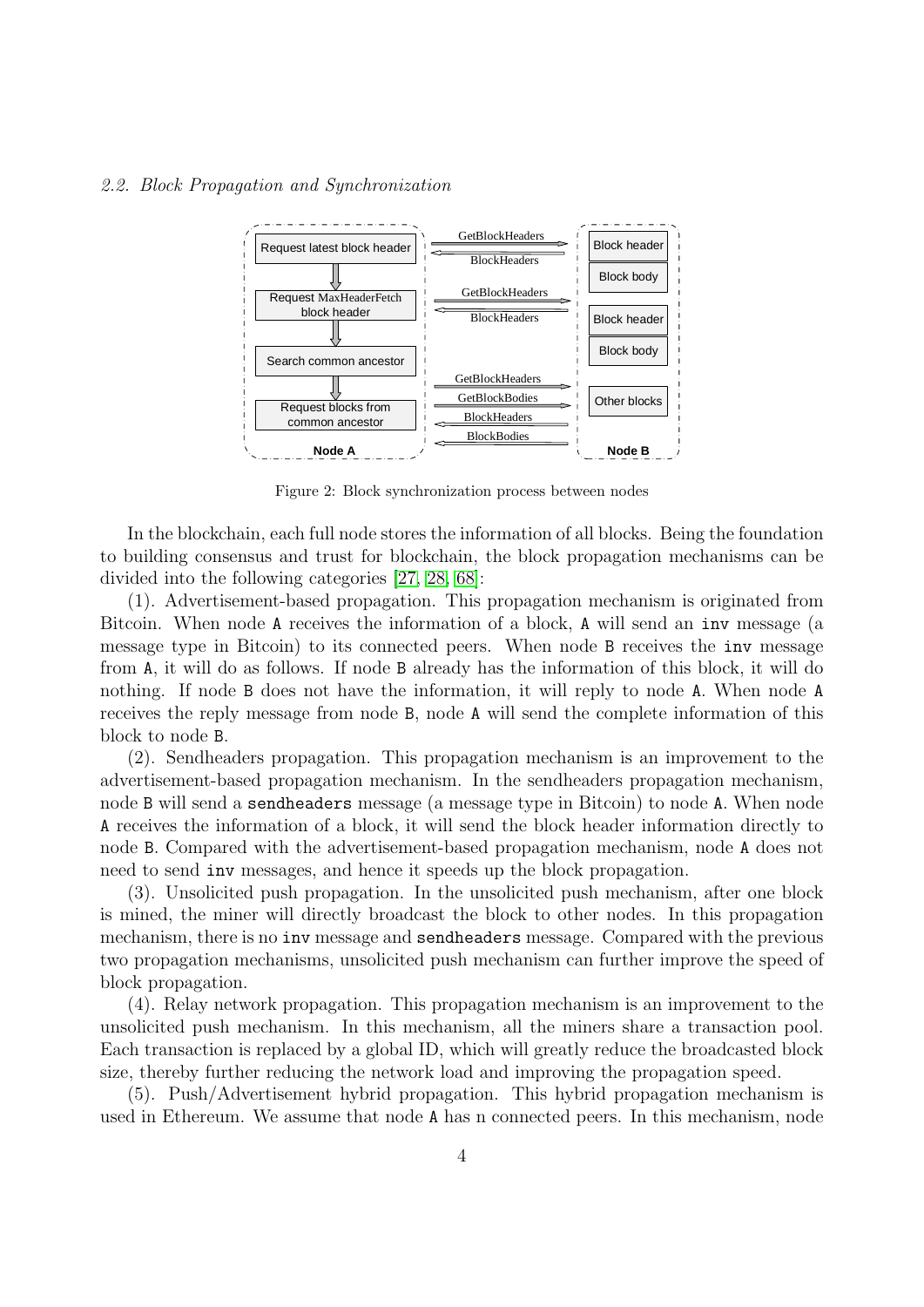### 2.2. Block Propagation and Synchronization

Figure 2: Block synchronization process between nodes

In the blockchain, each full node stores the information of all blocks. Being the foundation to building consensus and trust for blockchain, the block propagation mechanisms can be divided into the following categories [27, 28, 68]:

(1). Advertisement-based propagation. This propagation mechanism is originated from Bitcoin. When node `A` receives the information of a block, `A` will send an `inv` message (a message type in Bitcoin) to its connected peers. When node `B` receives the `inv` message from `A`, it will do as follows. If node `B` already has the information of this block, it will do nothing. If node `B` does not have the information, it will reply to node `A`. When node `A` receives the reply message from node `B`, node `A` will send the complete information of this block to node `B`.

(2). Sendheaders propagation. This propagation mechanism is an improvement to the advertisement-based propagation mechanism. In the sendheaders propagation mechanism, node `B` will send a `sendheaders` message (a message type in Bitcoin) to node `A`. When node `A` receives the information of a block, it will send the block header information directly to node `B`. Compared with the advertisement-based propagation mechanism, node `A` does not need to send `inv` messages, and hence it speeds up the block propagation.

(3). Unsolicited push propagation. In the unsolicited push mechanism, after one block is mined, the miner will directly broadcast the block to other nodes. In this propagation mechanism, there is no `inv` message and `sendheaders` message. Compared with the previous two propagation mechanisms, unsolicited push mechanism can further improve the speed of block propagation.

(4). Relay network propagation. This propagation mechanism is an improvement to the unsolicited push mechanism. In this mechanism, all the miners share a transaction pool. Each transaction is replaced by a global ID, which will greatly reduce the broadcasted block size, thereby further reducing the network load and improving the propagation speed.

(5). Push/Advertisement hybrid propagation. This hybrid propagation mechanism is used in Ethereum. We assume that node `A` has n connected peers. In this mechanism, node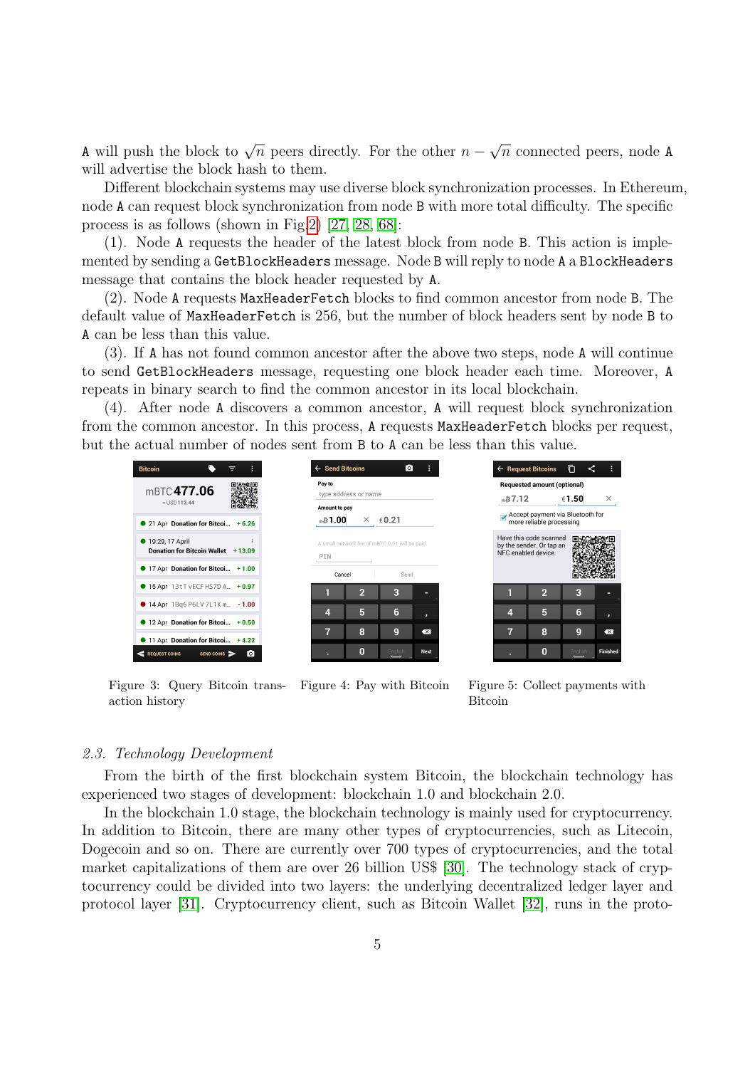A will push the block to $\sqrt{n}$ peers directly. For the other $n - \sqrt{n}$ connected peers, node A will advertise the block hash to them.

Different blockchain systems may use diverse block synchronization processes. In Ethereum, node A can request block synchronization from node B with more total difficulty. The specific process is as follows (shown in Fig.2) [27, 28, 68]:

(1). Node A requests the header of the latest block from node B. This action is implemented by sending a `GetBlockHeaders` message. Node B will reply to node A a `BlockHeaders` message that contains the block header requested by A.

(2). Node A requests `MaxHeaderFetch` blocks to find common ancestor from node B. The default value of `MaxHeaderFetch` is 256, but the number of block headers sent by node B to A can be less than this value.

(3). If A has not found common ancestor after the above two steps, node A will continue to send `GetBlockHeaders` message, requesting one block header each time. Moreover, A repeats in binary search to find the common ancestor in its local blockchain.

(4). After node A discovers a common ancestor, A will request block synchronization from the common ancestor. In this process, A requests `MaxHeaderFetch` blocks per request, but the actual number of nodes sent from B to A can be less than this value.

Figure 3: Query Bitcoin transaction history

Figure 4: Pay with Bitcoin

Figure 5: Collect payments with Bitcoin

### *2.3. Technology Development*

From the birth of the first blockchain system Bitcoin, the blockchain technology has experienced two stages of development: blockchain 1.0 and blockchain 2.0.

In the blockchain 1.0 stage, the blockchain technology is mainly used for cryptocurrency. In addition to Bitcoin, there are many other types of cryptocurrencies, such as Litecoin, Dogecoin and so on. There are currently over 700 types of cryptocurrencies, and the total market capitalizations of them are over 26 billion US$ [30]. The technology stack of cryptocurrency could be divided into two layers: the underlying decentralized ledger layer and protocol layer [31]. Cryptocurrency client, such as Bitcoin Wallet [32], runs in the proto-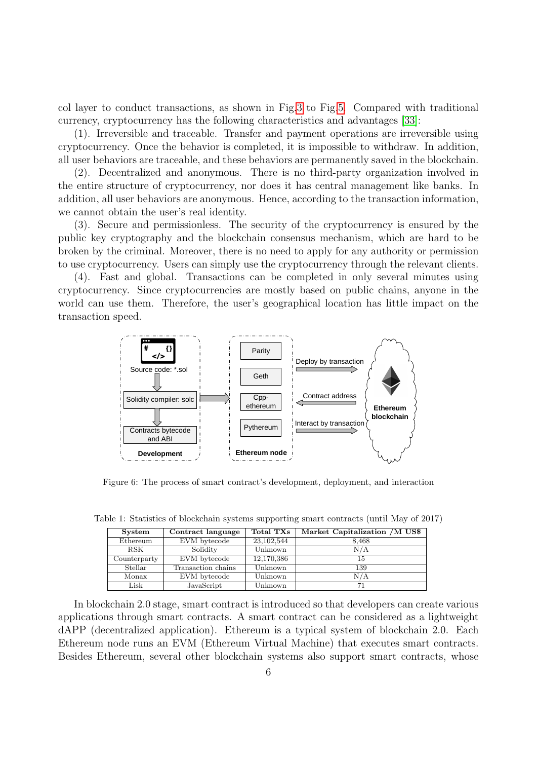col layer to conduct transactions, as shown in Fig.3 to Fig.5. Compared with traditional currency, cryptocurrency has the following characteristics and advantages [33]:

(1). Irreversible and traceable. Transfer and payment operations are irreversible using cryptocurrency. Once the behavior is completed, it is impossible to withdraw. In addition, all user behaviors are traceable, and these behaviors are permanently saved in the blockchain.

(2). Decentralized and anonymous. There is no third-party organization involved in the entire structure of cryptocurrency, nor does it has central management like banks. In addition, all user behaviors are anonymous. Hence, according to the transaction information, we cannot obtain the user's real identity.

(3). Secure and permissionless. The security of the cryptocurrency is ensured by the public key cryptography and the blockchain consensus mechanism, which are hard to be broken by the criminal. Moreover, there is no need to apply for any authority or permission to use cryptocurrency. Users can simply use the cryptocurrency through the relevant clients.

(4). Fast and global. Transactions can be completed in only several minutes using cryptocurrency. Since cryptocurrencies are mostly based on public chains, anyone in the world can use them. Therefore, the user's geographical location has little impact on the transaction speed.

Figure 6: The process of smart contract's development, deployment, and interaction

Table 1: Statistics of blockchain systems supporting smart contracts (until May of 2017)

| System | Contract language | Total TXs | Market Capitalization /M US$ |
|---|---|---|---|
| Ethereum | EVM bytecode | 23,102,544 | 8,468 |
| RSK | Solidity | Unknown | N/A |
| Counterparty | EVM bytecode | 12,170,386 | 15 |
| Stellar | Transaction chains | Unknown | 139 |
| Monax | EVM bytecode | Unknown | N/A |
| Lisk | JavaScript | Unknown | 71 |

In blockchain 2.0 stage, smart contract is introduced so that developers can create various applications through smart contracts. A smart contract can be considered as a lightweight dAPP (decentralized application). Ethereum is a typical system of blockchain 2.0. Each Ethereum node runs an EVM (Ethereum Virtual Machine) that executes smart contracts. Besides Ethereum, several other blockchain systems also support smart contracts, whose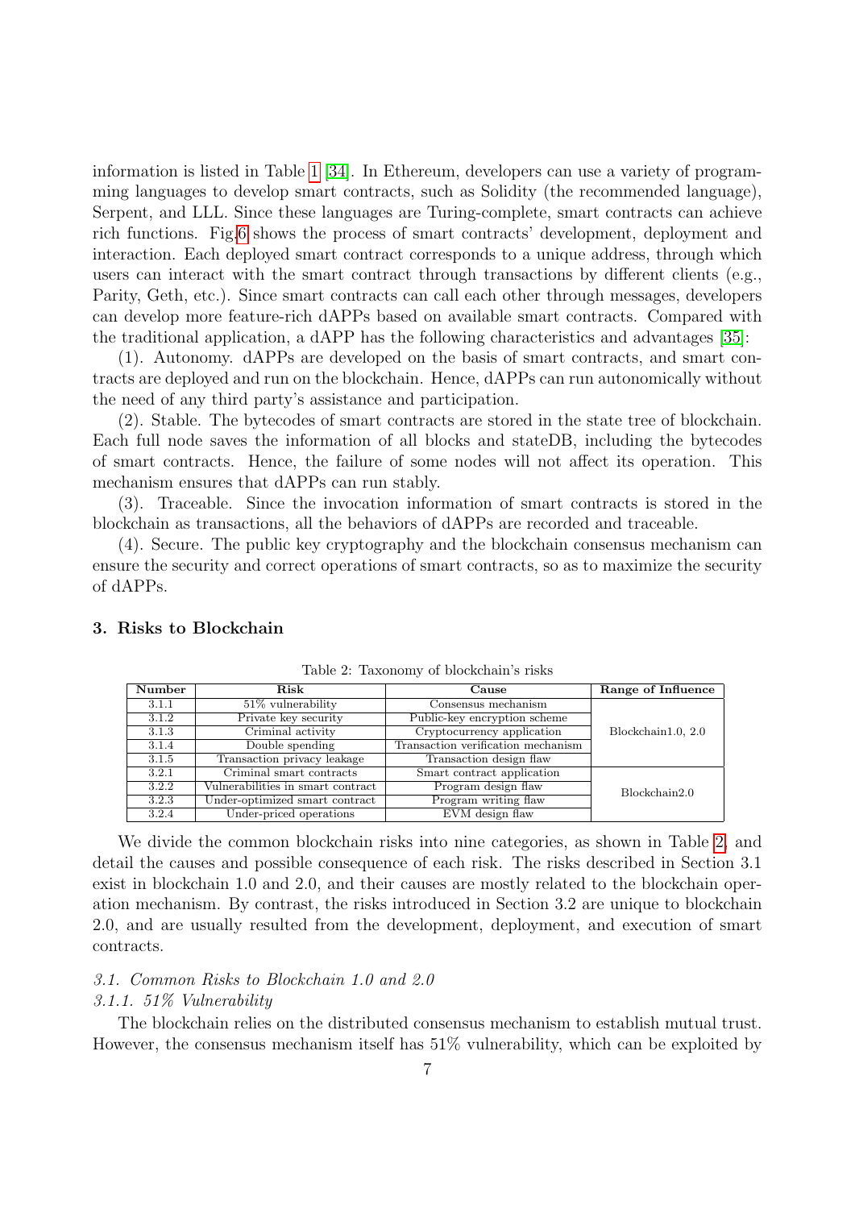information is listed in Table 1 [34]. In Ethereum, developers can use a variety of programming languages to develop smart contracts, such as Solidity (the recommended language), Serpent, and LLL. Since these languages are Turing-complete, smart contracts can achieve rich functions. Fig.6 shows the process of smart contracts' development, deployment and interaction. Each deployed smart contract corresponds to a unique address, through which users can interact with the smart contract through transactions by different clients (e.g., Parity, Geth, etc.). Since smart contracts can call each other through messages, developers can develop more feature-rich dAPPs based on available smart contracts. Compared with the traditional application, a dAPP has the following characteristics and advantages [35]:

(1). Autonomy. dAPPs are developed on the basis of smart contracts, and smart contracts are deployed and run on the blockchain. Hence, dAPPs can run autonomically without the need of any third party's assistance and participation.

(2). Stable. The bytecodes of smart contracts are stored in the state tree of blockchain. Each full node saves the information of all blocks and stateDB, including the bytecodes of smart contracts. Hence, the failure of some nodes will not affect its operation. This mechanism ensures that dAPPs can run stably.

(3). Traceable. Since the invocation information of smart contracts is stored in the blockchain as transactions, all the behaviors of dAPPs are recorded and traceable.

(4). Secure. The public key cryptography and the blockchain consensus mechanism can ensure the security and correct operations of smart contracts, so as to maximize the security of dAPPs.

## 3. Risks to Blockchain

Table 2: Taxonomy of blockchain's risks

| Number | Risk | Cause | Range of Influence |
|---|---|---|---|
| 3.1.1 | 51% vulnerability | Consensus mechanism | Blockchain1.0, 2.0 |
| 3.1.2 | Private key security | Public-key encryption scheme | |
| 3.1.3 | Criminal activity | Cryptocurrency application | |
| 3.1.4 | Double spending | Transaction verification mechanism | |
| 3.1.5 | Transaction privacy leakage | Transaction design flaw | |
| 3.2.1 | Criminal smart contracts | Smart contract application | Blockchain2.0 |
| 3.2.2 | Vulnerabilities in smart contract | Program design flaw | |
| 3.2.3 | Under-optimized smart contract | Program writing flaw | |
| 3.2.4 | Under-priced operations | EVM design flaw | |

We divide the common blockchain risks into nine categories, as shown in Table 2, and detail the causes and possible consequence of each risk. The risks described in Section 3.1 exist in blockchain 1.0 and 2.0, and their causes are mostly related to the blockchain operation mechanism. By contrast, the risks introduced in Section 3.2 are unique to blockchain 2.0, and are usually resulted from the development, deployment, and execution of smart contracts.

### *3.1. Common Risks to Blockchain 1.0 and 2.0*

#### *3.1.1. 51% Vulnerability*

The blockchain relies on the distributed consensus mechanism to establish mutual trust. However, the consensus mechanism itself has 51% vulnerability, which can be exploited by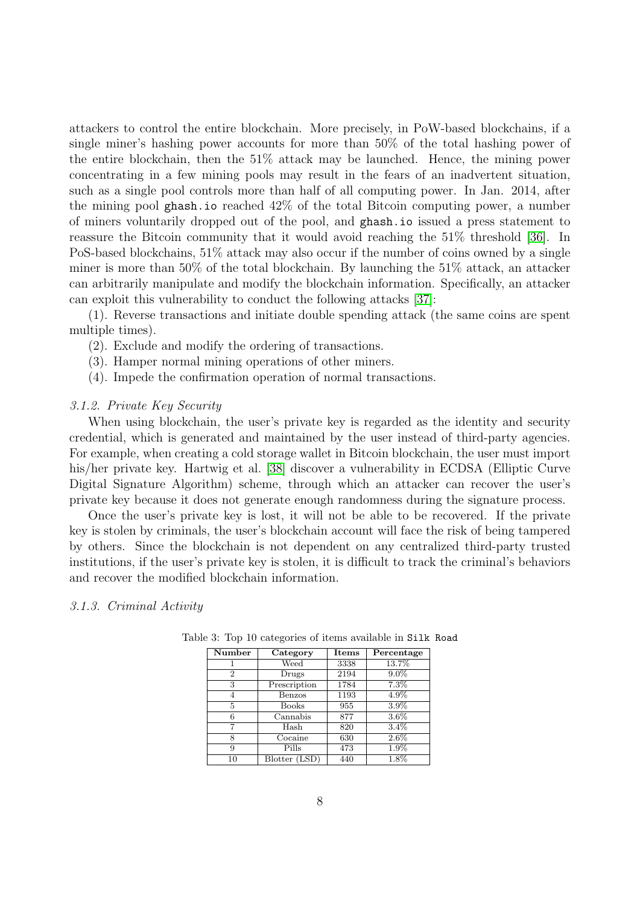attackers to control the entire blockchain. More precisely, in PoW-based blockchains, if a single miner's hashing power accounts for more than 50% of the total hashing power of the entire blockchain, then the 51% attack may be launched. Hence, the mining power concentrating in a few mining pools may result in the fears of an inadvertent situation, such as a single pool controls more than half of all computing power. In Jan. 2014, after the mining pool `ghash.io` reached 42% of the total Bitcoin computing power, a number of miners voluntarily dropped out of the pool, and `ghash.io` issued a press statement to reassure the Bitcoin community that it would avoid reaching the 51% threshold [36]. In PoS-based blockchains, 51% attack may also occur if the number of coins owned by a single miner is more than 50% of the total blockchain. By launching the 51% attack, an attacker can arbitrarily manipulate and modify the blockchain information. Specifically, an attacker can exploit this vulnerability to conduct the following attacks [37]:

(1). Reverse transactions and initiate double spending attack (the same coins are spent multiple times).

(2). Exclude and modify the ordering of transactions.

(3). Hamper normal mining operations of other miners.

(4). Impede the confirmation operation of normal transactions.

#### *3.1.2. Private Key Security*

When using blockchain, the user's private key is regarded as the identity and security credential, which is generated and maintained by the user instead of third-party agencies. For example, when creating a cold storage wallet in Bitcoin blockchain, the user must import his/her private key. Hartwig et al. [38] discover a vulnerability in ECDSA (Elliptic Curve Digital Signature Algorithm) scheme, through which an attacker can recover the user's private key because it does not generate enough randomness during the signature process.

Once the user's private key is lost, it will not be able to be recovered. If the private key is stolen by criminals, the user's blockchain account will face the risk of being tampered by others. Since the blockchain is not dependent on any centralized third-party trusted institutions, if the user's private key is stolen, it is difficult to track the criminal's behaviors and recover the modified blockchain information.

#### *3.1.3. Criminal Activity*

Table 3: Top 10 categories of items available in `Silk Road`

| Number | Category | Items | Percentage |
|---|---|---|---|
| 1 | Weed | 3338 | 13.7% |
| 2 | Drugs | 2194 | 9.0% |
| 3 | Prescription | 1784 | 7.3% |
| 4 | Benzos | 1193 | 4.9% |
| 5 | Books | 955 | 3.9% |
| 6 | Cannabis | 877 | 3.6% |
| 7 | Hash | 820 | 3.4% |
| 8 | Cocaine | 630 | 2.6% |
| 9 | Pills | 473 | 1.9% |
| 10 | Blotter (LSD) | 440 | 1.8% |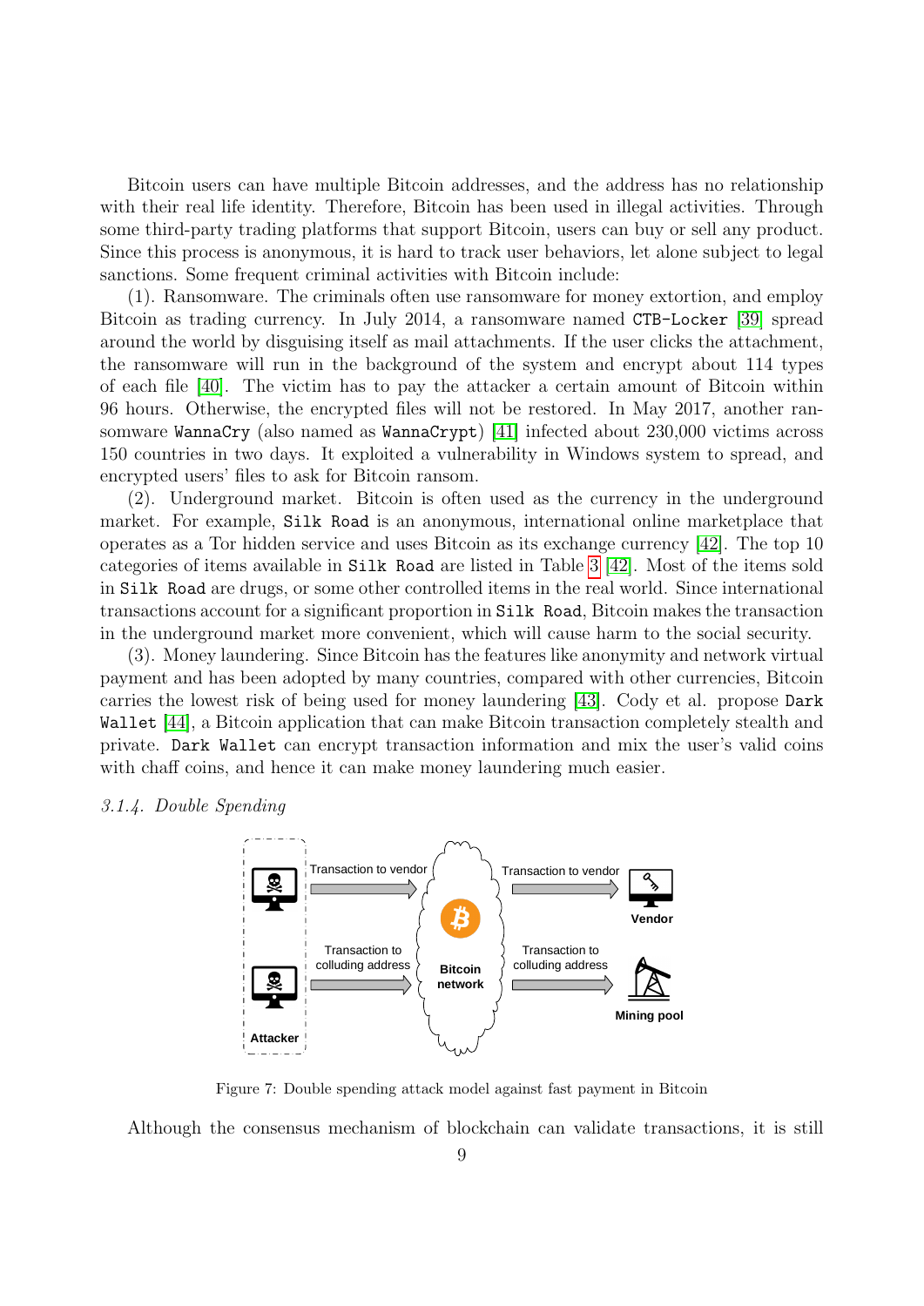Bitcoin users can have multiple Bitcoin addresses, and the address has no relationship with their real life identity. Therefore, Bitcoin has been used in illegal activities. Through some third-party trading platforms that support Bitcoin, users can buy or sell any product. Since this process is anonymous, it is hard to track user behaviors, let alone subject to legal sanctions. Some frequent criminal activities with Bitcoin include:

(1). Ransomware. The criminals often use ransomware for money extortion, and employ Bitcoin as trading currency. In July 2014, a ransomware named `CTB-Locker` [39] spread around the world by disguising itself as mail attachments. If the user clicks the attachment, the ransomware will run in the background of the system and encrypt about 114 types of each file [40]. The victim has to pay the attacker a certain amount of Bitcoin within 96 hours. Otherwise, the encrypted files will not be restored. In May 2017, another ransomware `WannaCry` (also named as `WannaCrypt`) [41] infected about 230,000 victims across 150 countries in two days. It exploited a vulnerability in Windows system to spread, and encrypted users' files to ask for Bitcoin ransom.

(2). Underground market. Bitcoin is often used as the currency in the underground market. For example, `Silk Road` is an anonymous, international online marketplace that operates as a Tor hidden service and uses Bitcoin as its exchange currency [42]. The top 10 categories of items available in `Silk Road` are listed in Table 3 [42]. Most of the items sold in `Silk Road` are drugs, or some other controlled items in the real world. Since international transactions account for a significant proportion in `Silk Road`, Bitcoin makes the transaction in the underground market more convenient, which will cause harm to the social security.

(3). Money laundering. Since Bitcoin has the features like anonymity and network virtual payment and has been adopted by many countries, compared with other currencies, Bitcoin carries the lowest risk of being used for money laundering [43]. Cody et al. propose `Dark Wallet` [44], a Bitcoin application that can make Bitcoin transaction completely stealth and private. `Dark Wallet` can encrypt transaction information and mix the user's valid coins with chaff coins, and hence it can make money laundering much easier.

*3.1.4. Double Spending*

Figure 7: Double spending attack model against fast payment in Bitcoin

Although the consensus mechanism of blockchain can validate transactions, it is still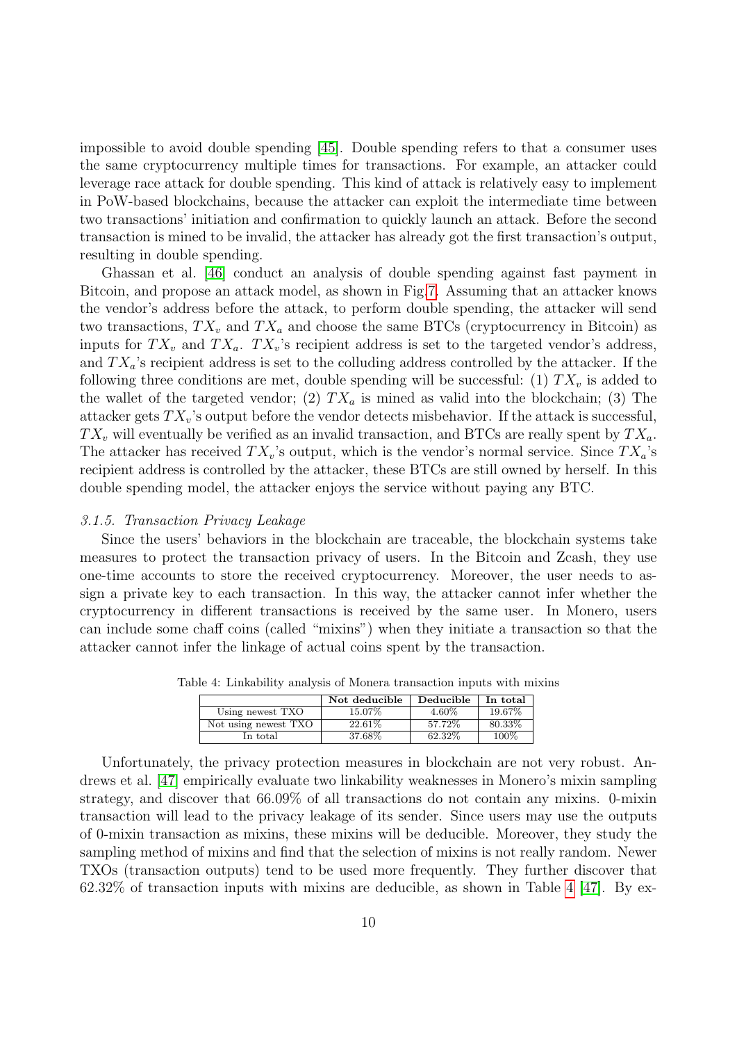impossible to avoid double spending [45]. Double spending refers to that a consumer uses the same cryptocurrency multiple times for transactions. For example, an attacker could leverage race attack for double spending. This kind of attack is relatively easy to implement in PoW-based blockchains, because the attacker can exploit the intermediate time between two transactions' initiation and confirmation to quickly launch an attack. Before the second transaction is mined to be invalid, the attacker has already got the first transaction's output, resulting in double spending.

Ghassan et al. [46] conduct an analysis of double spending against fast payment in Bitcoin, and propose an attack model, as shown in Fig.7. Assuming that an attacker knows the vendor's address before the attack, to perform double spending, the attacker will send two transactions, $TX_v$ and $TX_a$ and choose the same BTCs (cryptocurrency in Bitcoin) as inputs for $TX_v$ and $TX_a$. $TX_v$'s recipient address is set to the targeted vendor's address, and $TX_a$'s recipient address is set to the colluding address controlled by the attacker. If the following three conditions are met, double spending will be successful: (1) $TX_v$ is added to the wallet of the targeted vendor; (2) $TX_a$ is mined as valid into the blockchain; (3) The attacker gets $TX_v$'s output before the vendor detects misbehavior. If the attack is successful, $TX_v$ will eventually be verified as an invalid transaction, and BTCs are really spent by $TX_a$. The attacker has received $TX_v$'s output, which is the vendor's normal service. Since $TX_a$'s recipient address is controlled by the attacker, these BTCs are still owned by herself. In this double spending model, the attacker enjoys the service without paying any BTC.

#### *3.1.5. Transaction Privacy Leakage*

Since the users' behaviors in the blockchain are traceable, the blockchain systems take measures to protect the transaction privacy of users. In the Bitcoin and Zcash, they use one-time accounts to store the received cryptocurrency. Moreover, the user needs to assign a private key to each transaction. In this way, the attacker cannot infer whether the cryptocurrency in different transactions is received by the same user. In Monero, users can include some chaff coins (called "mixins") when they initiate a transaction so that the attacker cannot infer the linkage of actual coins spent by the transaction.

Table 4: Linkability analysis of Monera transaction inputs with mixins

| | Not deducible | Deducible | In total |
|---|---|---|---|
| Using newest TXO | 15.07% | 4.60% | 19.67% |
| Not using newest TXO | 22.61% | 57.72% | 80.33% |
| In total | 37.68% | 62.32% | 100% |

Unfortunately, the privacy protection measures in blockchain are not very robust. Andrews et al. [47] empirically evaluate two linkability weaknesses in Monero's mixin sampling strategy, and discover that 66.09% of all transactions do not contain any mixins. 0-mixin transaction will lead to the privacy leakage of its sender. Since users may use the outputs of 0-mixin transaction as mixins, these mixins will be deducible. Moreover, they study the sampling method of mixins and find that the selection of mixins is not really random. Newer TXOs (transaction outputs) tend to be used more frequently. They further discover that 62.32% of transaction inputs with mixins are deducible, as shown in Table 4 [47]. By ex-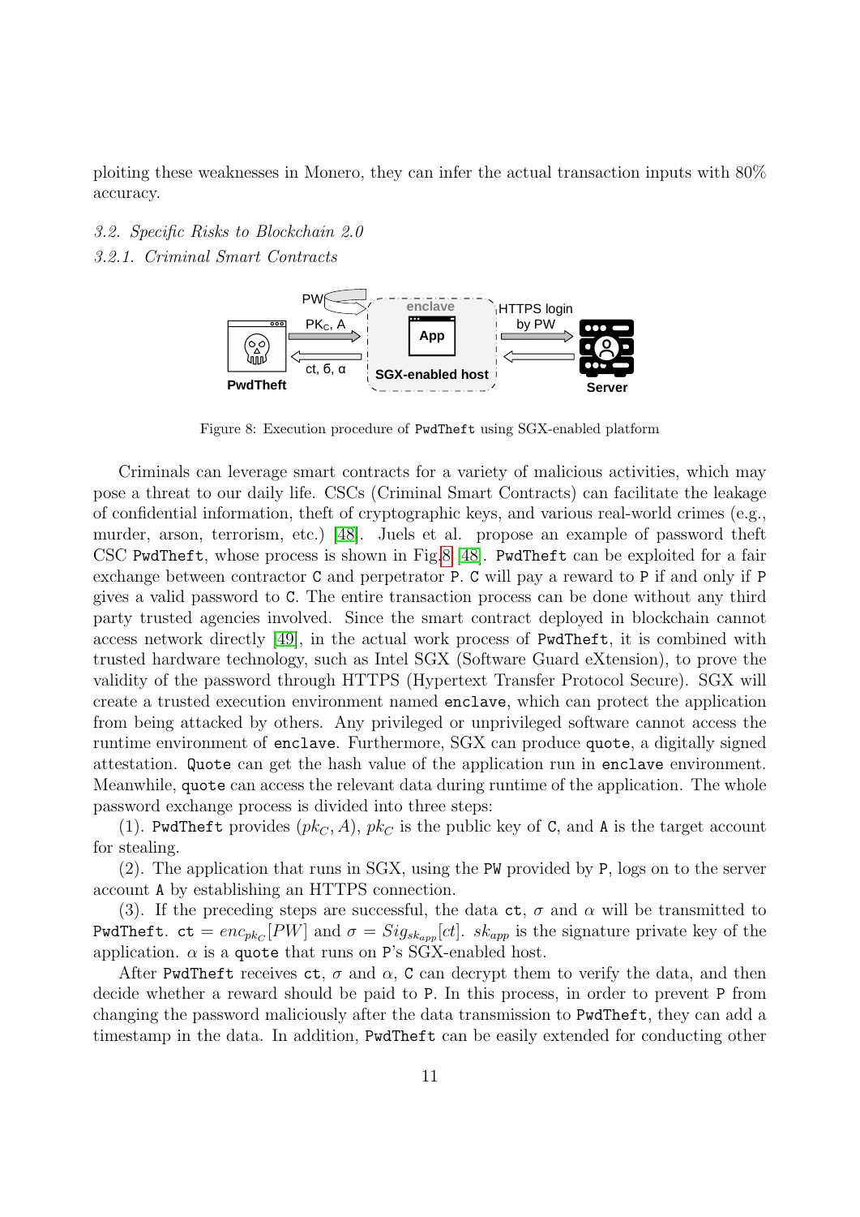ploiting these weaknesses in Monero, they can infer the actual transaction inputs with 80% accuracy.

### *3.2. Specific Risks to Blockchain 2.0*

#### *3.2.1. Criminal Smart Contracts*

Figure 8: Execution procedure of PwdTheft using SGX-enabled platform

Criminals can leverage smart contracts for a variety of malicious activities, which may pose a threat to our daily life. CSCs (Criminal Smart Contracts) can facilitate the leakage of confidential information, theft of cryptographic keys, and various real-world crimes (e.g., murder, arson, terrorism, etc.) [48]. Juels et al. propose an example of password theft CSC PwdTheft, whose process is shown in Fig.8 [48]. PwdTheft can be exploited for a fair exchange between contractor C and perpetrator P. C will pay a reward to P if and only if P gives a valid password to C. The entire transaction process can be done without any third party trusted agencies involved. Since the smart contract deployed in blockchain cannot access network directly [49], in the actual work process of PwdTheft, it is combined with trusted hardware technology, such as Intel SGX (Software Guard eXtension), to prove the validity of the password through HTTPS (Hypertext Transfer Protocol Secure). SGX will create a trusted execution environment named enclave, which can protect the application from being attacked by others. Any privileged or unprivileged software cannot access the runtime environment of enclave. Furthermore, SGX can produce quote, a digitally signed attestation. Quote can get the hash value of the application run in enclave environment. Meanwhile, quote can access the relevant data during runtime of the application. The whole password exchange process is divided into three steps:

(1). PwdTheft provides $(pk_C, A)$, $pk_C$ is the public key of C, and A is the target account for stealing.

(2). The application that runs in SGX, using the PW provided by P, logs on to the server account A by establishing an HTTPS connection.

(3). If the preceding steps are successful, the data ct, $\sigma$ and $\alpha$ will be transmitted to PwdTheft. ct $= enc_{pk_C}[PW]$ and $\sigma = Sig_{sk_{app}}[ct]$. $sk_{app}$ is the signature private key of the application. $\alpha$ is a quote that runs on P's SGX-enabled host.

After PwdTheft receives ct, $\sigma$ and $\alpha$, C can decrypt them to verify the data, and then decide whether a reward should be paid to P. In this process, in order to prevent P from changing the password maliciously after the data transmission to PwdTheft, they can add a timestamp in the data. In addition, PwdTheft can be easily extended for conducting other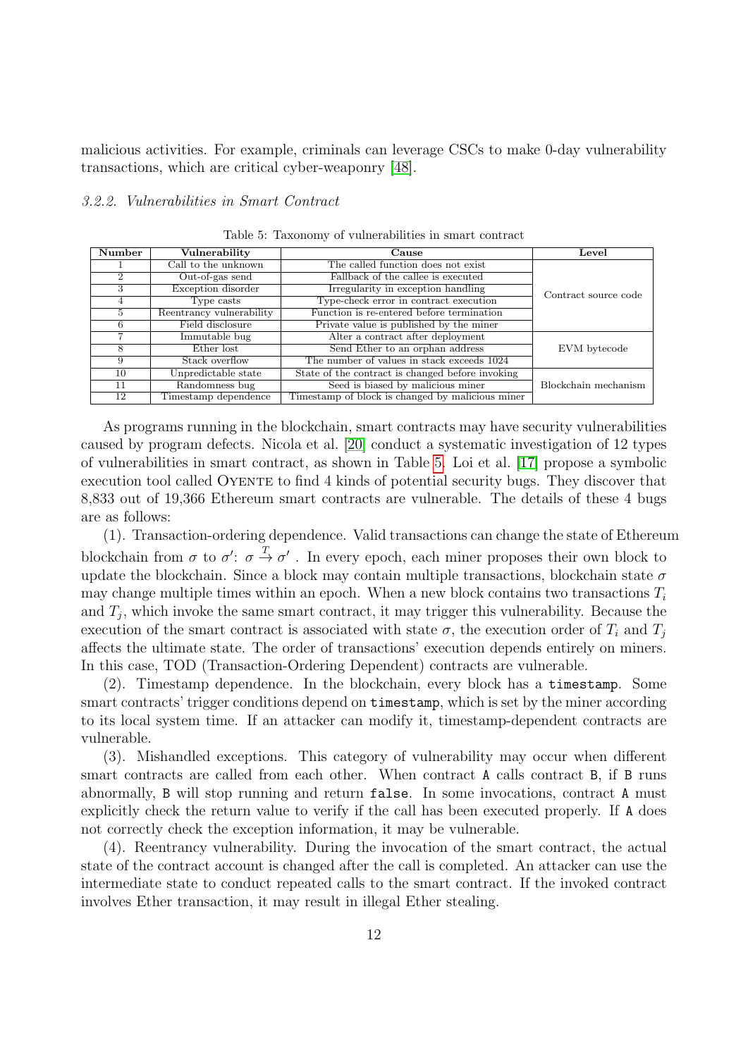malicious activities. For example, criminals can leverage CSCs to make 0-day vulnerability transactions, which are critical cyber-weaponry [48].

### *3.2.2. Vulnerabilities in Smart Contract*

Table 5: Taxonomy of vulnerabilities in smart contract

| Number | Vulnerability | Cause | Level |
|---|---|---|---|
| 1 | Call to the unknown | The called function does not exist | Contract source code |
| 2 | Out-of-gas send | Fallback of the callee is executed | |
| 3 | Exception disorder | Irregularity in exception handling | |
| 4 | Type casts | Type-check error in contract execution | |
| 5 | Reentrancy vulnerability | Function is re-entered before termination | |
| 6 | Field disclosure | Private value is published by the miner | |
| 7 | Immutable bug | Alter a contract after deployment | EVM bytecode |
| 8 | Ether lost | Send Ether to an orphan address | |
| 9 | Stack overflow | The number of values in stack exceeds 1024 | |
| 10 | Unpredictable state | State of the contract is changed before invoking | Blockchain mechanism |
| 11 | Randomness bug | Seed is biased by malicious miner | |
| 12 | Timestamp dependence | Timestamp of block is changed by malicious miner | |

As programs running in the blockchain, smart contracts may have security vulnerabilities caused by program defects. Nicola et al. [20] conduct a systematic investigation of 12 types of vulnerabilities in smart contract, as shown in Table 5. Loi et al. [17] propose a symbolic execution tool called Oyente to find 4 kinds of potential security bugs. They discover that 8,833 out of 19,366 Ethereum smart contracts are vulnerable. The details of these 4 bugs are as follows:

(1). Transaction-ordering dependence. Valid transactions can change the state of Ethereum blockchain from $\sigma$ to $\sigma'$: $\sigma \xrightarrow{T} \sigma'$ . In every epoch, each miner proposes their own block to update the blockchain. Since a block may contain multiple transactions, blockchain state $\sigma$ may change multiple times within an epoch. When a new block contains two transactions $T_i$ and $T_j$, which invoke the same smart contract, it may trigger this vulnerability. Because the execution of the smart contract is associated with state $\sigma$, the execution order of $T_i$ and $T_j$ affects the ultimate state. The order of transactions' execution depends entirely on miners. In this case, TOD (Transaction-Ordering Dependent) contracts are vulnerable.

(2). Timestamp dependence. In the blockchain, every block has a `timestamp`. Some smart contracts' trigger conditions depend on `timestamp`, which is set by the miner according to its local system time. If an attacker can modify it, timestamp-dependent contracts are vulnerable.

(3). Mishandled exceptions. This category of vulnerability may occur when different smart contracts are called from each other. When contract `A` calls contract `B`, if `B` runs abnormally, `B` will stop running and return `false`. In some invocations, contract `A` must explicitly check the return value to verify if the call has been executed properly. If `A` does not correctly check the exception information, it may be vulnerable.

(4). Reentrancy vulnerability. During the invocation of the smart contract, the actual state of the contract account is changed after the call is completed. An attacker can use the intermediate state to conduct repeated calls to the smart contract. If the invoked contract involves Ether transaction, it may result in illegal Ether stealing.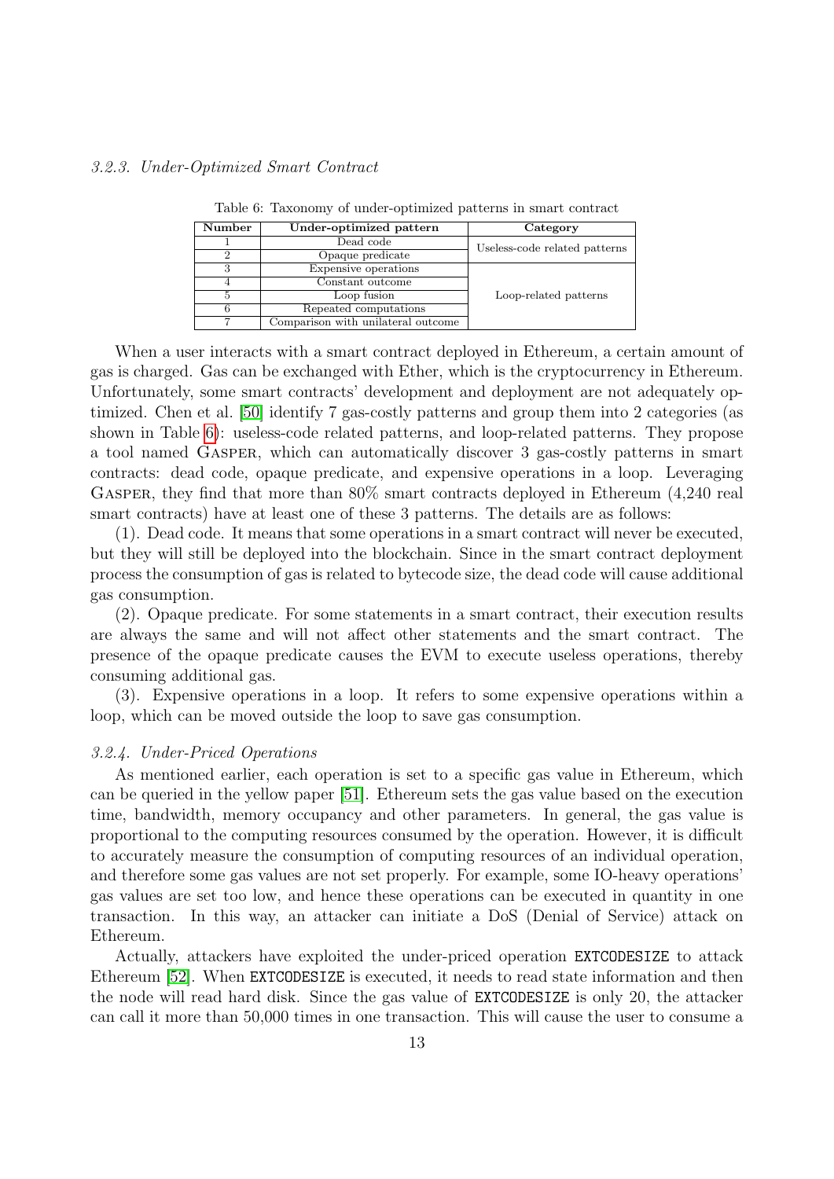### *3.2.3. Under-Optimized Smart Contract*

Table 6: Taxonomy of under-optimized patterns in smart contract

| Number | Under-optimized pattern | Category |
|---|---|---|
| 1 | Dead code | Useless-code related patterns |
| 2 | Opaque predicate | |
| 3 | Expensive operations | Loop-related patterns |
| 4 | Constant outcome | |
| 5 | Loop fusion | |
| 6 | Repeated computations | |
| 7 | Comparison with unilateral outcome | |

When a user interacts with a smart contract deployed in Ethereum, a certain amount of gas is charged. Gas can be exchanged with Ether, which is the cryptocurrency in Ethereum. Unfortunately, some smart contracts' development and deployment are not adequately optimized. Chen et al. [50] identify 7 gas-costly patterns and group them into 2 categories (as shown in Table 6): useless-code related patterns, and loop-related patterns. They propose a tool named Gasper, which can automatically discover 3 gas-costly patterns in smart contracts: dead code, opaque predicate, and expensive operations in a loop. Leveraging Gasper, they find that more than 80% smart contracts deployed in Ethereum (4,240 real smart contracts) have at least one of these 3 patterns. The details are as follows:

(1). Dead code. It means that some operations in a smart contract will never be executed, but they will still be deployed into the blockchain. Since in the smart contract deployment process the consumption of gas is related to bytecode size, the dead code will cause additional gas consumption.

(2). Opaque predicate. For some statements in a smart contract, their execution results are always the same and will not affect other statements and the smart contract. The presence of the opaque predicate causes the EVM to execute useless operations, thereby consuming additional gas.

(3). Expensive operations in a loop. It refers to some expensive operations within a loop, which can be moved outside the loop to save gas consumption.

### *3.2.4. Under-Priced Operations*

As mentioned earlier, each operation is set to a specific gas value in Ethereum, which can be queried in the yellow paper [51]. Ethereum sets the gas value based on the execution time, bandwidth, memory occupancy and other parameters. In general, the gas value is proportional to the computing resources consumed by the operation. However, it is difficult to accurately measure the consumption of computing resources of an individual operation, and therefore some gas values are not set properly. For example, some IO-heavy operations' gas values are set too low, and hence these operations can be executed in quantity in one transaction. In this way, an attacker can initiate a DoS (Denial of Service) attack on Ethereum.

Actually, attackers have exploited the under-priced operation `EXTCODESIZE` to attack Ethereum [52]. When `EXTCODESIZE` is executed, it needs to read state information and then the node will read hard disk. Since the gas value of `EXTCODESIZE` is only 20, the attacker can call it more than 50,000 times in one transaction. This will cause the user to consume a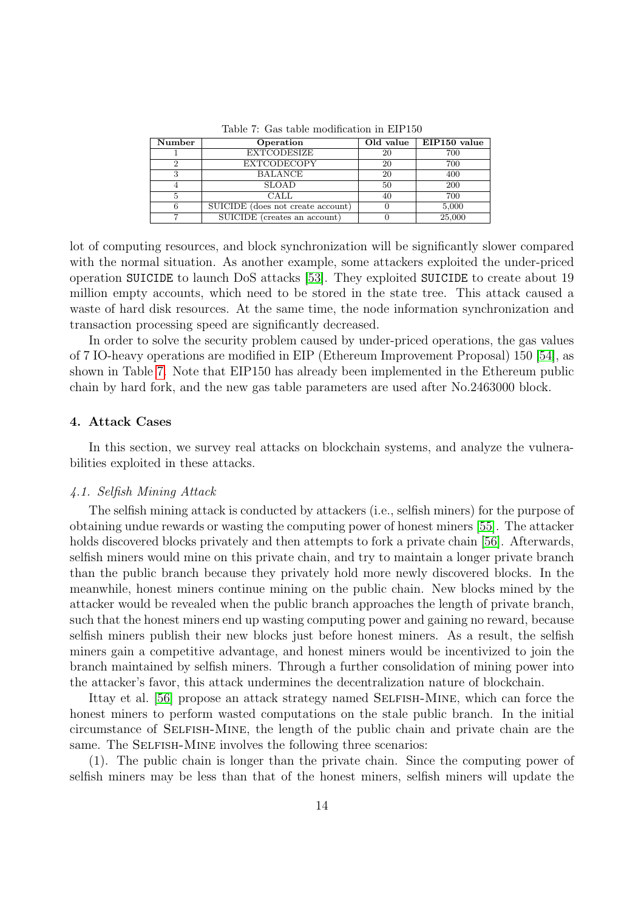Table 7: Gas table modification in EIP150

| Number | Operation | Old value | EIP150 value |
|---|---|---|---|
| 1 | EXTCODESIZE | 20 | 700 |
| 2 | EXTCODECOPY | 20 | 700 |
| 3 | BALANCE | 20 | 400 |
| 4 | SLOAD | 50 | 200 |
| 5 | CALL | 40 | 700 |
| 6 | SUICIDE (does not create account) | 0 | 5,000 |
| 7 | SUICIDE (creates an account) | 0 | 25,000 |

lot of computing resources, and block synchronization will be significantly slower compared with the normal situation. As another example, some attackers exploited the under-priced operation `SUICIDE` to launch DoS attacks [53]. They exploited `SUICIDE` to create about 19 million empty accounts, which need to be stored in the state tree. This attack caused a waste of hard disk resources. At the same time, the node information synchronization and transaction processing speed are significantly decreased.

In order to solve the security problem caused by under-priced operations, the gas values of 7 IO-heavy operations are modified in EIP (Ethereum Improvement Proposal) 150 [54], as shown in Table 7. Note that EIP150 has already been implemented in the Ethereum public chain by hard fork, and the new gas table parameters are used after No.2463000 block.

## 4. Attack Cases

In this section, we survey real attacks on blockchain systems, and analyze the vulnerabilities exploited in these attacks.

### *4.1. Selfish Mining Attack*

The selfish mining attack is conducted by attackers (i.e., selfish miners) for the purpose of obtaining undue rewards or wasting the computing power of honest miners [55]. The attacker holds discovered blocks privately and then attempts to fork a private chain [56]. Afterwards, selfish miners would mine on this private chain, and try to maintain a longer private branch than the public branch because they privately hold more newly discovered blocks. In the meanwhile, honest miners continue mining on the public chain. New blocks mined by the attacker would be revealed when the public branch approaches the length of private branch, such that the honest miners end up wasting computing power and gaining no reward, because selfish miners publish their new blocks just before honest miners. As a result, the selfish miners gain a competitive advantage, and honest miners would be incentivized to join the branch maintained by selfish miners. Through a further consolidation of mining power into the attacker's favor, this attack undermines the decentralization nature of blockchain.

Ittay et al. [56] propose an attack strategy named Selfish-Mine, which can force the honest miners to perform wasted computations on the stale public branch. In the initial circumstance of Selfish-Mine, the length of the public chain and private chain are the same. The Selfish-Mine involves the following three scenarios:

(1). The public chain is longer than the private chain. Since the computing power of selfish miners may be less than that of the honest miners, selfish miners will update the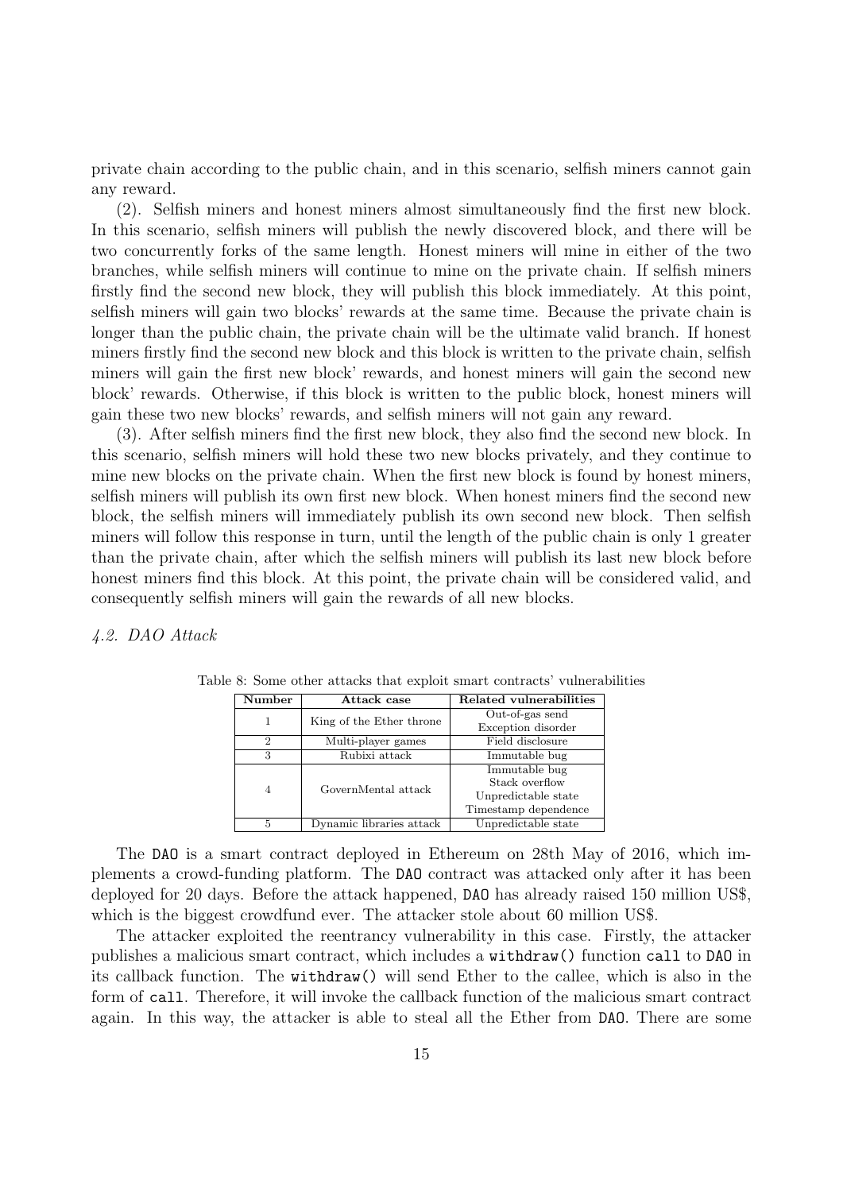private chain according to the public chain, and in this scenario, selfish miners cannot gain any reward.

(2). Selfish miners and honest miners almost simultaneously find the first new block. In this scenario, selfish miners will publish the newly discovered block, and there will be two concurrently forks of the same length. Honest miners will mine in either of the two branches, while selfish miners will continue to mine on the private chain. If selfish miners firstly find the second new block, they will publish this block immediately. At this point, selfish miners will gain two blocks' rewards at the same time. Because the private chain is longer than the public chain, the private chain will be the ultimate valid branch. If honest miners firstly find the second new block and this block is written to the private chain, selfish miners will gain the first new block' rewards, and honest miners will gain the second new block' rewards. Otherwise, if this block is written to the public block, honest miners will gain these two new blocks' rewards, and selfish miners will not gain any reward.

(3). After selfish miners find the first new block, they also find the second new block. In this scenario, selfish miners will hold these two new blocks privately, and they continue to mine new blocks on the private chain. When the first new block is found by honest miners, selfish miners will publish its own first new block. When honest miners find the second new block, the selfish miners will immediately publish its own second new block. Then selfish miners will follow this response in turn, until the length of the public chain is only 1 greater than the private chain, after which the selfish miners will publish its last new block before honest miners find this block. At this point, the private chain will be considered valid, and consequently selfish miners will gain the rewards of all new blocks.

### *4.2. DAO Attack*

Table 8: Some other attacks that exploit smart contracts' vulnerabilities

| Number | Attack case | Related vulnerabilities |
|---|---|---|
| 1 | King of the Ether throne | Out-of-gas send<br>Exception disorder |
| 2 | Multi-player games | Field disclosure |
| 3 | Rubixi attack | Immutable bug |
| 4 | GovernMental attack | Immutable bug<br>Stack overflow<br>Unpredictable state<br>Timestamp dependence |
| 5 | Dynamic libraries attack | Unpredictable state |

The `DAO` is a smart contract deployed in Ethereum on 28th May of 2016, which implements a crowd-funding platform. The `DAO` contract was attacked only after it has been deployed for 20 days. Before the attack happened, `DAO` has already raised 150 million US$, which is the biggest crowdfund ever. The attacker stole about 60 million US$.

The attacker exploited the reentrancy vulnerability in this case. Firstly, the attacker publishes a malicious smart contract, which includes a `withdraw()` function `call` to `DAO` in its callback function. The `withdraw()` will send Ether to the callee, which is also in the form of `call`. Therefore, it will invoke the callback function of the malicious smart contract again. In this way, the attacker is able to steal all the Ether from `DAO`. There are some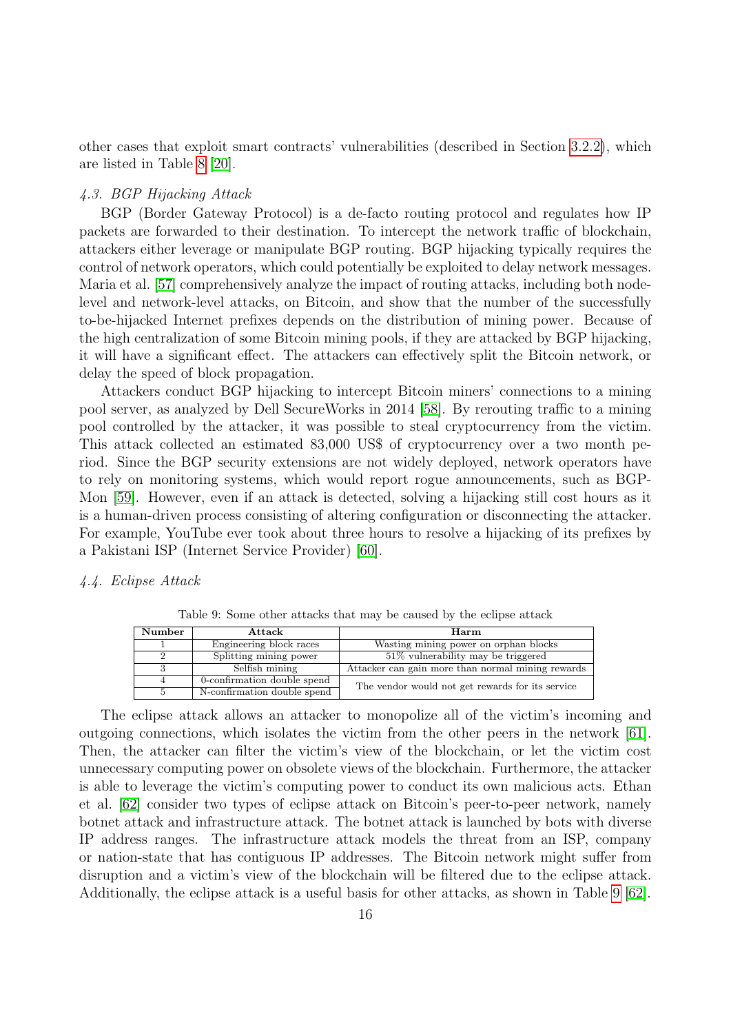other cases that exploit smart contracts' vulnerabilities (described in Section 3.2.2), which are listed in Table 8 [20].

### *4.3. BGP Hijacking Attack*

BGP (Border Gateway Protocol) is a de-facto routing protocol and regulates how IP packets are forwarded to their destination. To intercept the network traffic of blockchain, attackers either leverage or manipulate BGP routing. BGP hijacking typically requires the control of network operators, which could potentially be exploited to delay network messages. Maria et al. [57] comprehensively analyze the impact of routing attacks, including both node-level and network-level attacks, on Bitcoin, and show that the number of the successfully to-be-hijacked Internet prefixes depends on the distribution of mining power. Because of the high centralization of some Bitcoin mining pools, if they are attacked by BGP hijacking, it will have a significant effect. The attackers can effectively split the Bitcoin network, or delay the speed of block propagation.

Attackers conduct BGP hijacking to intercept Bitcoin miners' connections to a mining pool server, as analyzed by Dell SecureWorks in 2014 [58]. By rerouting traffic to a mining pool controlled by the attacker, it was possible to steal cryptocurrency from the victim. This attack collected an estimated 83,000 US$ of cryptocurrency over a two month period. Since the BGP security extensions are not widely deployed, network operators have to rely on monitoring systems, which would report rogue announcements, such as BGP-Mon [59]. However, even if an attack is detected, solving a hijacking still cost hours as it is a human-driven process consisting of altering configuration or disconnecting the attacker. For example, YouTube ever took about three hours to resolve a hijacking of its prefixes by a Pakistani ISP (Internet Service Provider) [60].

### *4.4. Eclipse Attack*

Table 9: Some other attacks that may be caused by the eclipse attack

| Number | Attack | Harm |
|---|---|---|
| 1 | Engineering block races | Wasting mining power on orphan blocks |
| 2 | Splitting mining power | 51% vulnerability may be triggered |
| 3 | Selfish mining | Attacker can gain more than normal mining rewards |
| 4 | 0-confirmation double spend | The vendor would not get rewards for its service |
| 5 | N-confirmation double spend | |

The eclipse attack allows an attacker to monopolize all of the victim's incoming and outgoing connections, which isolates the victim from the other peers in the network [61]. Then, the attacker can filter the victim's view of the blockchain, or let the victim cost unnecessary computing power on obsolete views of the blockchain. Furthermore, the attacker is able to leverage the victim's computing power to conduct its own malicious acts. Ethan et al. [62] consider two types of eclipse attack on Bitcoin's peer-to-peer network, namely botnet attack and infrastructure attack. The botnet attack is launched by bots with diverse IP address ranges. The infrastructure attack models the threat from an ISP, company or nation-state that has contiguous IP addresses. The Bitcoin network might suffer from disruption and a victim's view of the blockchain will be filtered due to the eclipse attack. Additionally, the eclipse attack is a useful basis for other attacks, as shown in Table 9 [62].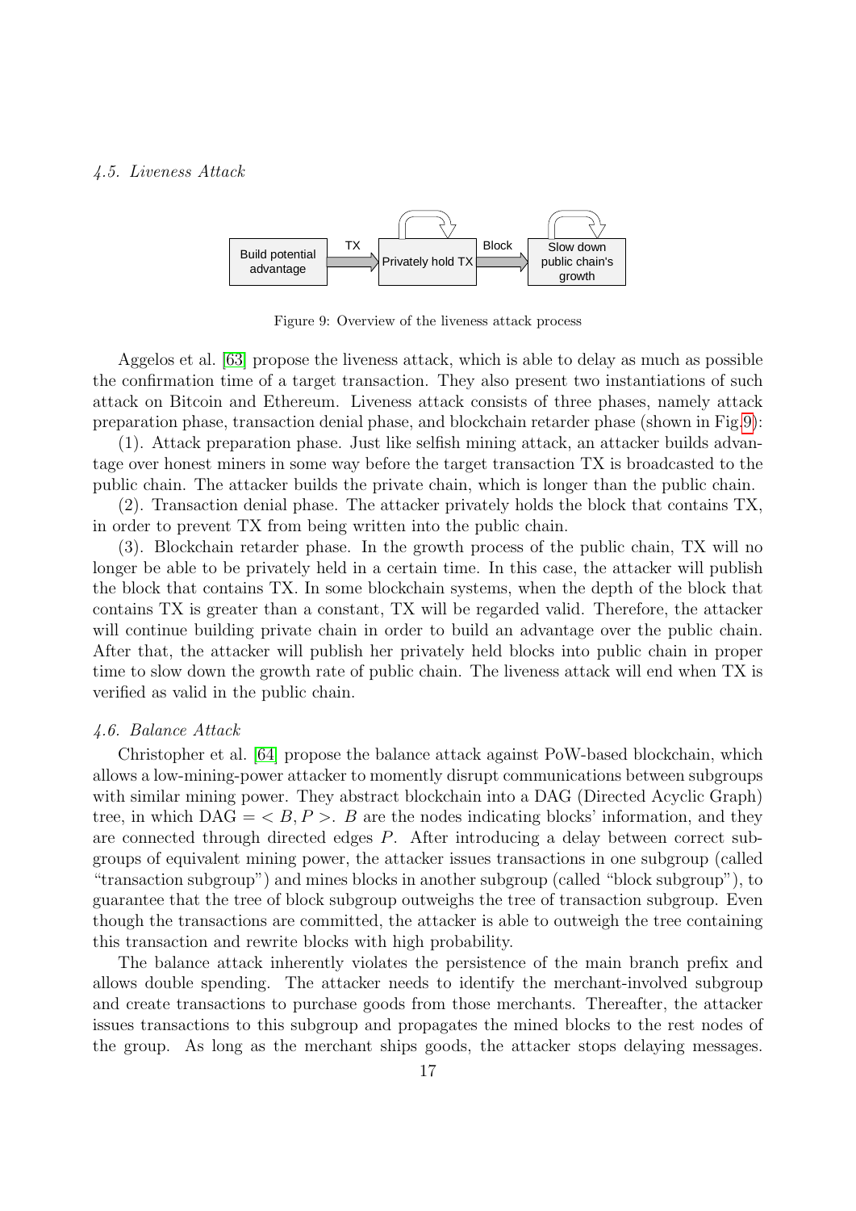### 4.5. Liveness Attack

Figure 9: Overview of the liveness attack process

Aggelos et al. [63] propose the liveness attack, which is able to delay as much as possible the confirmation time of a target transaction. They also present two instantiations of such attack on Bitcoin and Ethereum. Liveness attack consists of three phases, namely attack preparation phase, transaction denial phase, and blockchain retarder phase (shown in Fig.9):

(1). Attack preparation phase. Just like selfish mining attack, an attacker builds advantage over honest miners in some way before the target transaction TX is broadcasted to the public chain. The attacker builds the private chain, which is longer than the public chain.

(2). Transaction denial phase. The attacker privately holds the block that contains TX, in order to prevent TX from being written into the public chain.

(3). Blockchain retarder phase. In the growth process of the public chain, TX will no longer be able to be privately held in a certain time. In this case, the attacker will publish the block that contains TX. In some blockchain systems, when the depth of the block that contains TX is greater than a constant, TX will be regarded valid. Therefore, the attacker will continue building private chain in order to build an advantage over the public chain. After that, the attacker will publish her privately held blocks into public chain in proper time to slow down the growth rate of public chain. The liveness attack will end when TX is verified as valid in the public chain.

### 4.6. Balance Attack

Christopher et al. [64] propose the balance attack against PoW-based blockchain, which allows a low-mining-power attacker to momently disrupt communications between subgroups with similar mining power. They abstract blockchain into a DAG (Directed Acyclic Graph) tree, in which DAG $= < B, P >$. $B$ are the nodes indicating blocks' information, and they are connected through directed edges $P$. After introducing a delay between correct subgroups of equivalent mining power, the attacker issues transactions in one subgroup (called "transaction subgroup") and mines blocks in another subgroup (called "block subgroup"), to guarantee that the tree of block subgroup outweighs the tree of transaction subgroup. Even though the transactions are committed, the attacker is able to outweigh the tree containing this transaction and rewrite blocks with high probability.

The balance attack inherently violates the persistence of the main branch prefix and allows double spending. The attacker needs to identify the merchant-involved subgroup and create transactions to purchase goods from those merchants. Thereafter, the attacker issues transactions to this subgroup and propagates the mined blocks to the rest nodes of the group. As long as the merchant ships goods, the attacker stops delaying messages.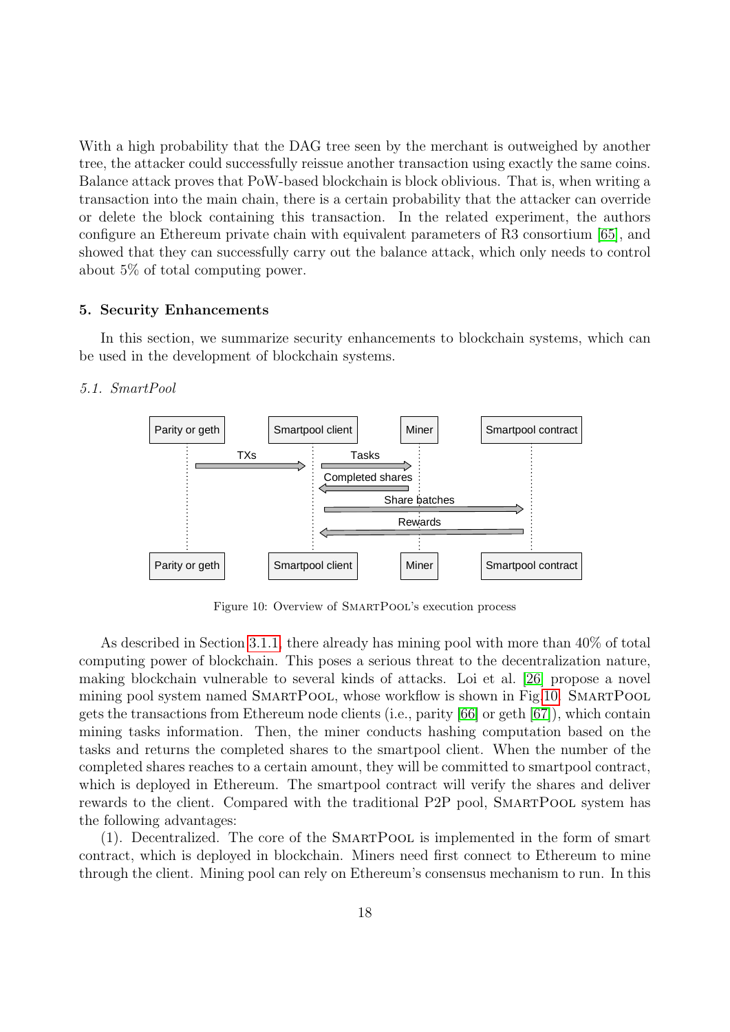With a high probability that the DAG tree seen by the merchant is outweighed by another tree, the attacker could successfully reissue another transaction using exactly the same coins. Balance attack proves that PoW-based blockchain is block oblivious. That is, when writing a transaction into the main chain, there is a certain probability that the attacker can override or delete the block containing this transaction. In the related experiment, the authors configure an Ethereum private chain with equivalent parameters of R3 consortium [65], and showed that they can successfully carry out the balance attack, which only needs to control about 5% of total computing power.

## 5. Security Enhancements

In this section, we summarize security enhancements to blockchain systems, which can be used in the development of blockchain systems.

### *5.1. SmartPool*

Figure 10: Overview of SmartPool's execution process

As described in Section 3.1.1, there already has mining pool with more than 40% of total computing power of blockchain. This poses a serious threat to the decentralization nature, making blockchain vulnerable to several kinds of attacks. Loi et al. [26] propose a novel mining pool system named SmartPool, whose workflow is shown in Fig.10. SmartPool gets the transactions from Ethereum node clients (i.e., parity [66] or geth [67]), which contain mining tasks information. Then, the miner conducts hashing computation based on the tasks and returns the completed shares to the smartpool client. When the number of the completed shares reaches to a certain amount, they will be committed to smartpool contract, which is deployed in Ethereum. The smartpool contract will verify the shares and deliver rewards to the client. Compared with the traditional P2P pool, SmartPool system has the following advantages:

(1). Decentralized. The core of the SmartPool is implemented in the form of smart contract, which is deployed in blockchain. Miners need first connect to Ethereum to mine through the client. Mining pool can rely on Ethereum's consensus mechanism to run. In this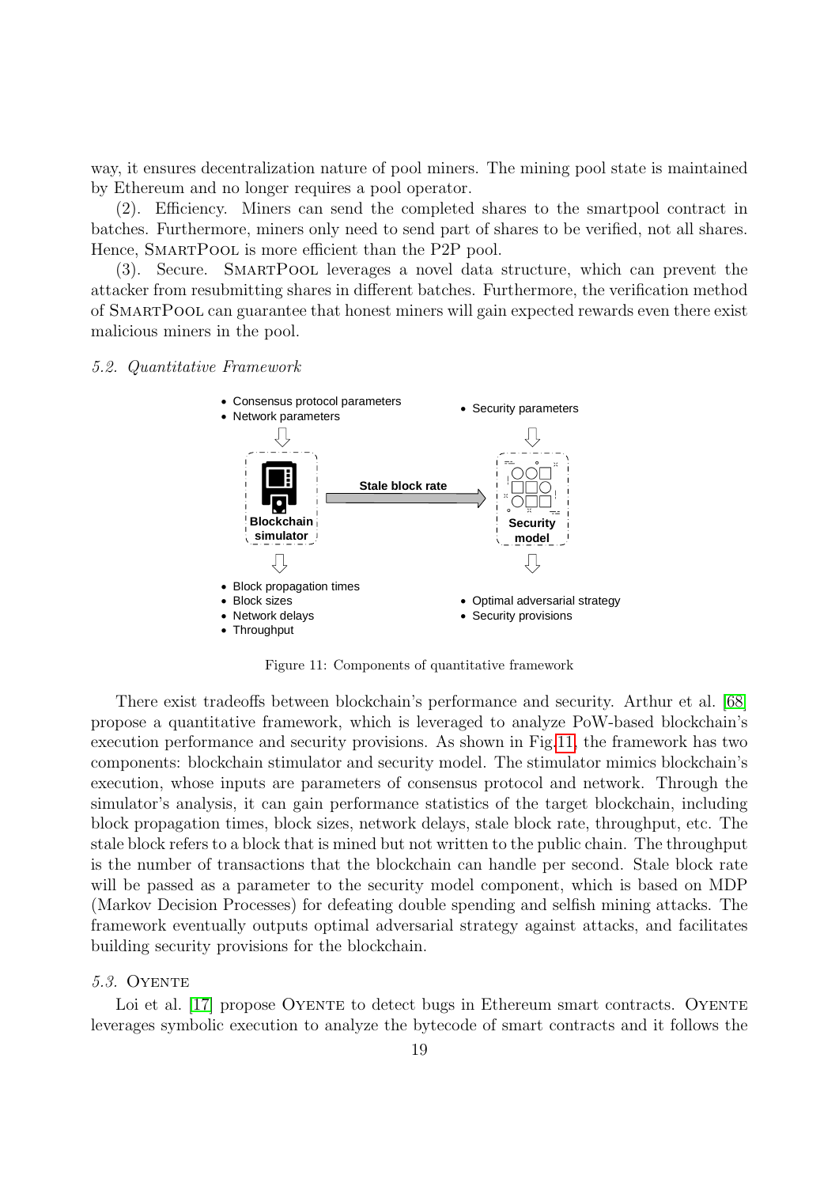way, it ensures decentralization nature of pool miners. The mining pool state is maintained by Ethereum and no longer requires a pool operator.

(2). Efficiency. Miners can send the completed shares to the smartpool contract in batches. Furthermore, miners only need to send part of shares to be verified, not all shares. Hence, SmartPool is more efficient than the P2P pool.

(3). Secure. SmartPool leverages a novel data structure, which can prevent the attacker from resubmitting shares in different batches. Furthermore, the verification method of SmartPool can guarantee that honest miners will gain expected rewards even there exist malicious miners in the pool.

### *5.2. Quantitative Framework*

- Consensus protocol parameters
- Network parameters

- Security parameters

Blockchain simulator — Stale block rate → Security model

- Block propagation times
- Block sizes
- Network delays
- Throughput

- Optimal adversarial strategy
- Security provisions

Figure 11: Components of quantitative framework

There exist tradeoffs between blockchain's performance and security. Arthur et al. [68] propose a quantitative framework, which is leveraged to analyze PoW-based blockchain's execution performance and security provisions. As shown in Fig.11, the framework has two components: blockchain stimulator and security model. The stimulator mimics blockchain's execution, whose inputs are parameters of consensus protocol and network. Through the simulator's analysis, it can gain performance statistics of the target blockchain, including block propagation times, block sizes, network delays, stale block rate, throughput, etc. The stale block refers to a block that is mined but not written to the public chain. The throughput is the number of transactions that the blockchain can handle per second. Stale block rate will be passed as a parameter to the security model component, which is based on MDP (Markov Decision Processes) for defeating double spending and selfish mining attacks. The framework eventually outputs optimal adversarial strategy against attacks, and facilitates building security provisions for the blockchain.

### *5.3.* Oyente

Loi et al. [17] propose Oyente to detect bugs in Ethereum smart contracts. Oyente leverages symbolic execution to analyze the bytecode of smart contracts and it follows the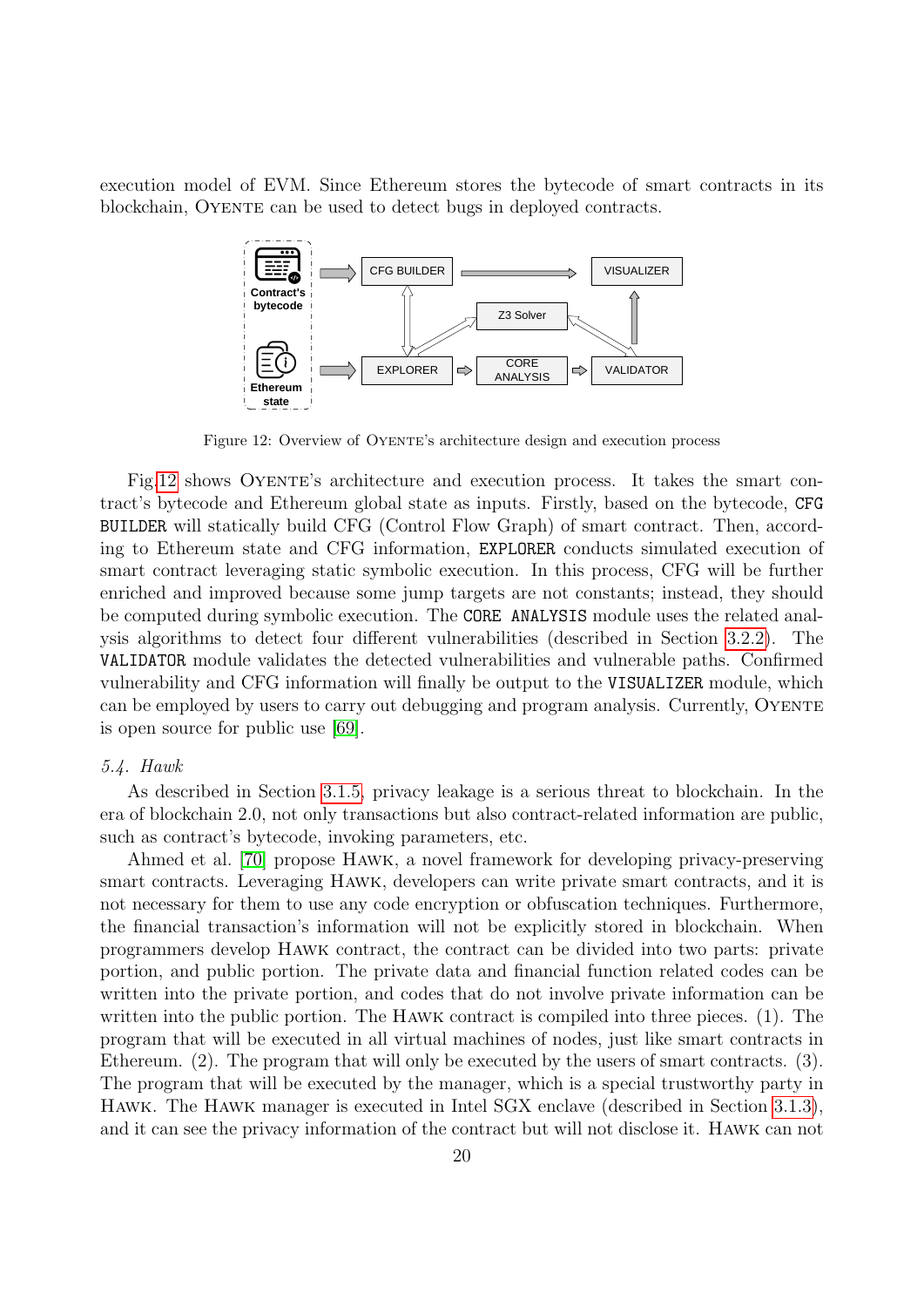execution model of EVM. Since Ethereum stores the bytecode of smart contracts in its blockchain, OYENTE can be used to detect bugs in deployed contracts.

Figure 12: Overview of OYENTE's architecture design and execution process

Fig.12 shows OYENTE's architecture and execution process. It takes the smart contract's bytecode and Ethereum global state as inputs. Firstly, based on the bytecode, `CFG BUILDER` will statically build CFG (Control Flow Graph) of smart contract. Then, according to Ethereum state and CFG information, `EXPLORER` conducts simulated execution of smart contract leveraging static symbolic execution. In this process, CFG will be further enriched and improved because some jump targets are not constants; instead, they should be computed during symbolic execution. The `CORE ANALYSIS` module uses the related analysis algorithms to detect four different vulnerabilities (described in Section 3.2.2). The `VALIDATOR` module validates the detected vulnerabilities and vulnerable paths. Confirmed vulnerability and CFG information will finally be output to the `VISUALIZER` module, which can be employed by users to carry out debugging and program analysis. Currently, OYENTE is open source for public use [69].

### *5.4. Hawk*

As described in Section 3.1.5, privacy leakage is a serious threat to blockchain. In the era of blockchain 2.0, not only transactions but also contract-related information are public, such as contract's bytecode, invoking parameters, etc.

Ahmed et al. [70] propose HAWK, a novel framework for developing privacy-preserving smart contracts. Leveraging HAWK, developers can write private smart contracts, and it is not necessary for them to use any code encryption or obfuscation techniques. Furthermore, the financial transaction's information will not be explicitly stored in blockchain. When programmers develop HAWK contract, the contract can be divided into two parts: private portion, and public portion. The private data and financial function related codes can be written into the private portion, and codes that do not involve private information can be written into the public portion. The HAWK contract is compiled into three pieces. (1). The program that will be executed in all virtual machines of nodes, just like smart contracts in Ethereum. (2). The program that will only be executed by the users of smart contracts. (3). The program that will be executed by the manager, which is a special trustworthy party in HAWK. The HAWK manager is executed in Intel SGX enclave (described in Section 3.1.3), and it can see the privacy information of the contract but will not disclose it. HAWK can not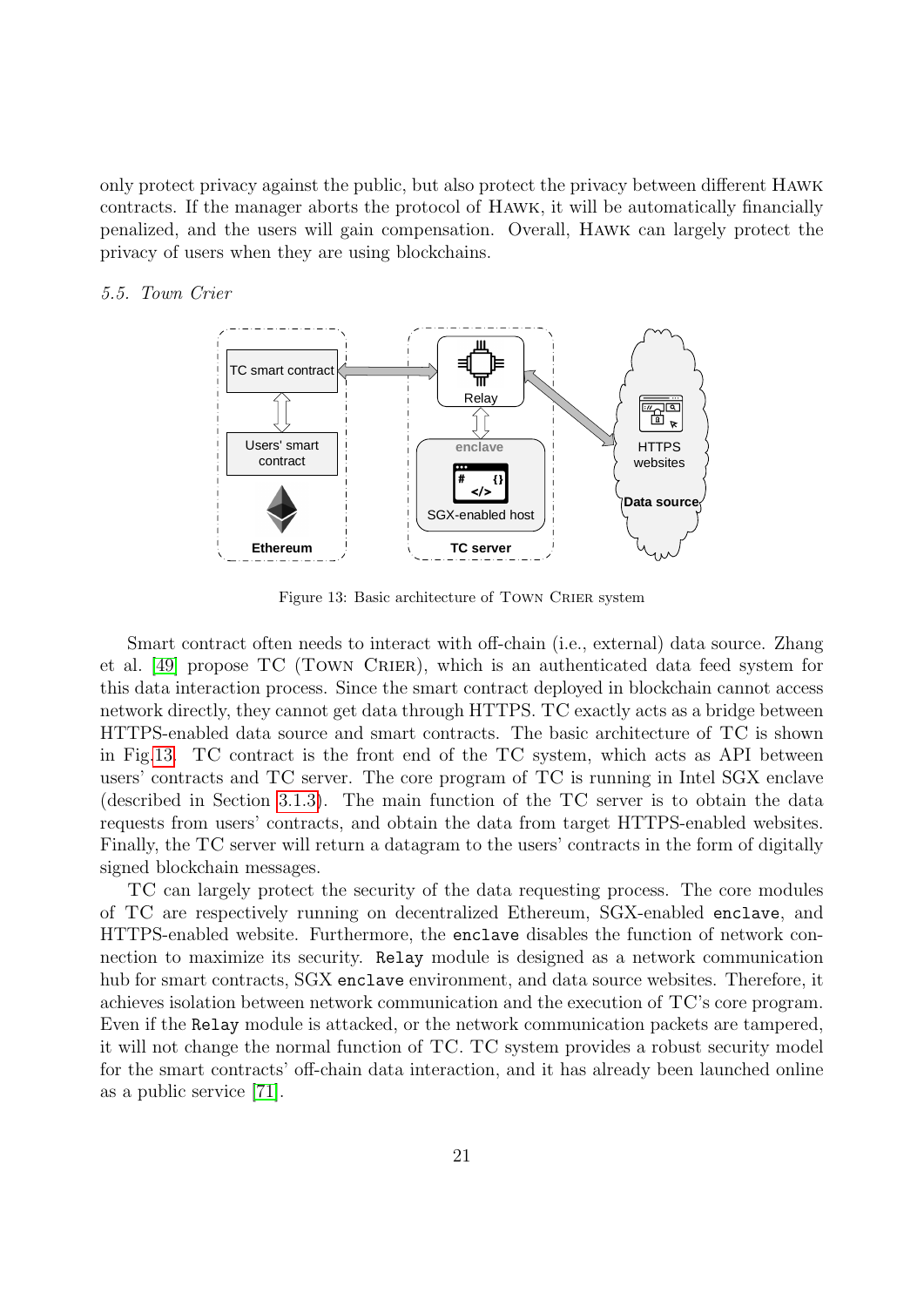only protect privacy against the public, but also protect the privacy between different Hawk contracts. If the manager aborts the protocol of Hawk, it will be automatically financially penalized, and the users will gain compensation. Overall, Hawk can largely protect the privacy of users when they are using blockchains.

### *5.5. Town Crier*

Figure 13: Basic architecture of Town Crier system

Smart contract often needs to interact with off-chain (i.e., external) data source. Zhang et al. [49] propose TC (Town Crier), which is an authenticated data feed system for this data interaction process. Since the smart contract deployed in blockchain cannot access network directly, they cannot get data through HTTPS. TC exactly acts as a bridge between HTTPS-enabled data source and smart contracts. The basic architecture of TC is shown in Fig.13. TC contract is the front end of the TC system, which acts as API between users' contracts and TC server. The core program of TC is running in Intel SGX enclave (described in Section 3.1.3). The main function of the TC server is to obtain the data requests from users' contracts, and obtain the data from target HTTPS-enabled websites. Finally, the TC server will return a datagram to the users' contracts in the form of digitally signed blockchain messages.

TC can largely protect the security of the data requesting process. The core modules of TC are respectively running on decentralized Ethereum, SGX-enabled `enclave`, and HTTPS-enabled website. Furthermore, the `enclave` disables the function of network connection to maximize its security. `Relay` module is designed as a network communication hub for smart contracts, SGX `enclave` environment, and data source websites. Therefore, it achieves isolation between network communication and the execution of TC's core program. Even if the `Relay` module is attacked, or the network communication packets are tampered, it will not change the normal function of TC. TC system provides a robust security model for the smart contracts' off-chain data interaction, and it has already been launched online as a public service [71].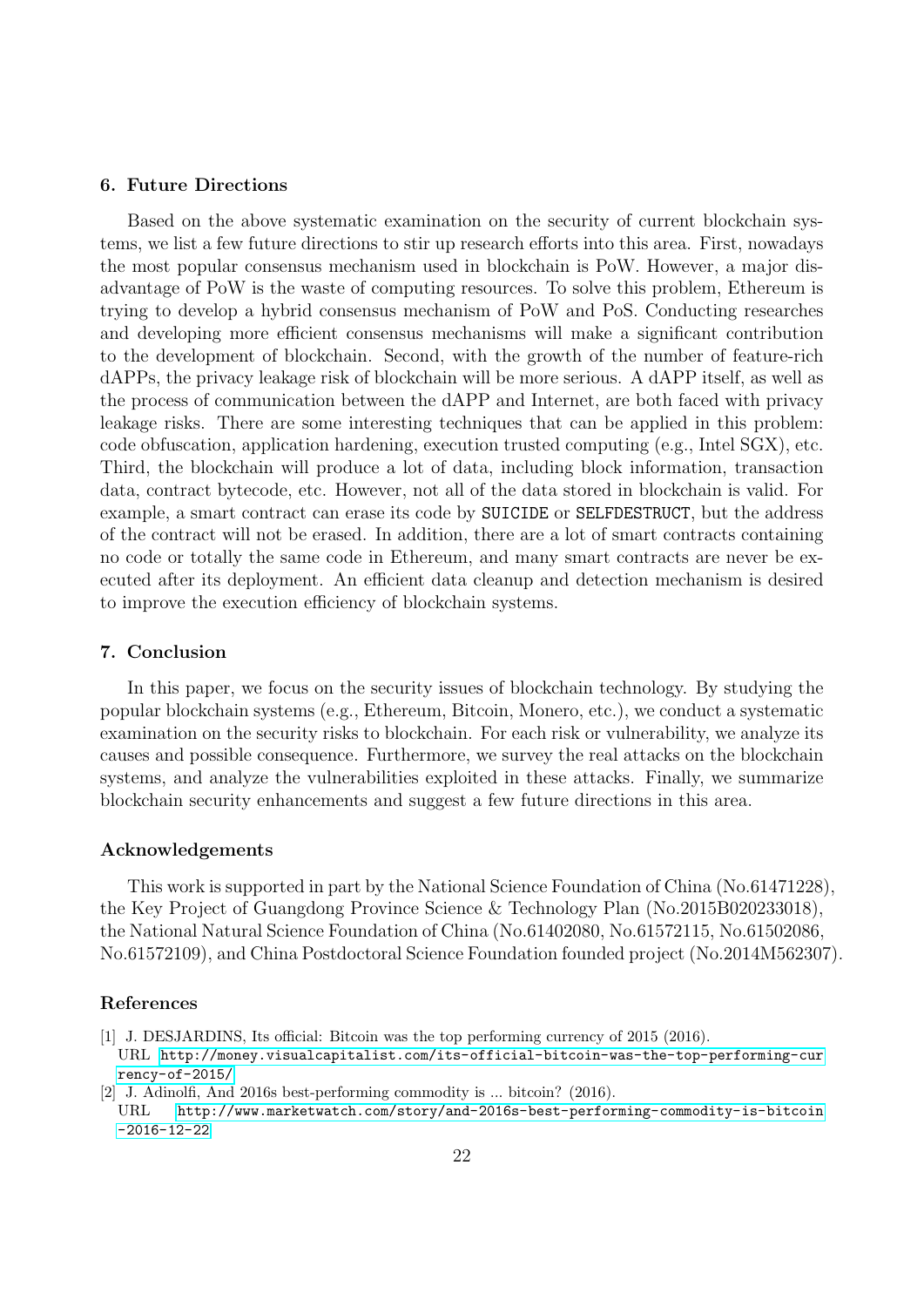## 6. Future Directions

Based on the above systematic examination on the security of current blockchain systems, we list a few future directions to stir up research efforts into this area. First, nowadays the most popular consensus mechanism used in blockchain is PoW. However, a major disadvantage of PoW is the waste of computing resources. To solve this problem, Ethereum is trying to develop a hybrid consensus mechanism of PoW and PoS. Conducting researches and developing more efficient consensus mechanisms will make a significant contribution to the development of blockchain. Second, with the growth of the number of feature-rich dAPPs, the privacy leakage risk of blockchain will be more serious. A dAPP itself, as well as the process of communication between the dAPP and Internet, are both faced with privacy leakage risks. There are some interesting techniques that can be applied in this problem: code obfuscation, application hardening, execution trusted computing (e.g., Intel SGX), etc. Third, the blockchain will produce a lot of data, including block information, transaction data, contract bytecode, etc. However, not all of the data stored in blockchain is valid. For example, a smart contract can erase its code by `SUICIDE` or `SELFDESTRUCT`, but the address of the contract will not be erased. In addition, there are a lot of smart contracts containing no code or totally the same code in Ethereum, and many smart contracts are never be executed after its deployment. An efficient data cleanup and detection mechanism is desired to improve the execution efficiency of blockchain systems.

## 7. Conclusion

In this paper, we focus on the security issues of blockchain technology. By studying the popular blockchain systems (e.g., Ethereum, Bitcoin, Monero, etc.), we conduct a systematic examination on the security risks to blockchain. For each risk or vulnerability, we analyze its causes and possible consequence. Furthermore, we survey the real attacks on the blockchain systems, and analyze the vulnerabilities exploited in these attacks. Finally, we summarize blockchain security enhancements and suggest a few future directions in this area.

## Acknowledgements

This work is supported in part by the National Science Foundation of China (No.61471228), the Key Project of Guangdong Province Science & Technology Plan (No.2015B020233018), the National Natural Science Foundation of China (No.61402080, No.61572115, No.61502086, No.61572109), and China Postdoctoral Science Foundation founded project (No.2014M562307).

## References

[1] J. DESJARDINS, Its official: Bitcoin was the top performing currency of 2015 (2016). URL http://money.visualcapitalist.com/its-official-bitcoin-was-the-top-performing-currency-of-2015/

[2] J. Adinolfi, And 2016s best-performing commodity is ... bitcoin? (2016). URL http://www.marketwatch.com/story/and-2016s-best-performing-commodity-is-bitcoin-2016-12-22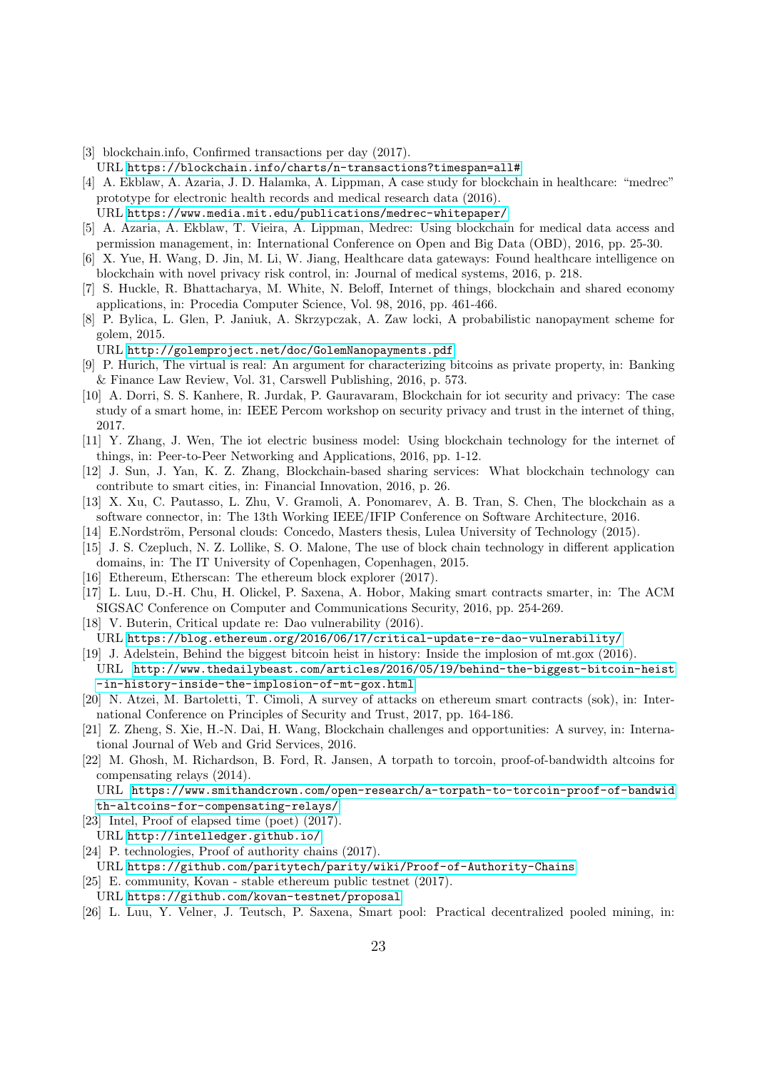[3] blockchain.info, Confirmed transactions per day (2017).
URL https://blockchain.info/charts/n-transactions?timespan=all#

[4] A. Ekblaw, A. Azaria, J. D. Halamka, A. Lippman, A case study for blockchain in healthcare: "medrec" prototype for electronic health records and medical research data (2016).
URL https://www.media.mit.edu/publications/medrec-whitepaper/

[5] A. Azaria, A. Ekblaw, T. Vieira, A. Lippman, Medrec: Using blockchain for medical data access and permission management, in: International Conference on Open and Big Data (OBD), 2016, pp. 25-30.

[6] X. Yue, H. Wang, D. Jin, M. Li, W. Jiang, Healthcare data gateways: Found healthcare intelligence on blockchain with novel privacy risk control, in: Journal of medical systems, 2016, p. 218.

[7] S. Huckle, R. Bhattacharya, M. White, N. Beloff, Internet of things, blockchain and shared economy applications, in: Procedia Computer Science, Vol. 98, 2016, pp. 461-466.

[8] P. Bylica, L. Glen, P. Janiuk, A. Skrzypczak, A. Zaw locki, A probabilistic nanopayment scheme for golem, 2015.
URL http://golemproject.net/doc/GolemNanopayments.pdf

[9] P. Hurich, The virtual is real: An argument for characterizing bitcoins as private property, in: Banking & Finance Law Review, Vol. 31, Carswell Publishing, 2016, p. 573.

[10] A. Dorri, S. S. Kanhere, R. Jurdak, P. Gauravaram, Blockchain for iot security and privacy: The case study of a smart home, in: IEEE Percom workshop on security privacy and trust in the internet of thing, 2017.

[11] Y. Zhang, J. Wen, The iot electric business model: Using blockchain technology for the internet of things, in: Peer-to-Peer Networking and Applications, 2016, pp. 1-12.

[12] J. Sun, J. Yan, K. Z. Zhang, Blockchain-based sharing services: What blockchain technology can contribute to smart cities, in: Financial Innovation, 2016, p. 26.

[13] X. Xu, C. Pautasso, L. Zhu, V. Gramoli, A. Ponomarev, A. B. Tran, S. Chen, The blockchain as a software connector, in: The 13th Working IEEE/IFIP Conference on Software Architecture, 2016.

[14] E.Nordström, Personal clouds: Concedo, Masters thesis, Lulea University of Technology (2015).

[15] J. S. Czepluch, N. Z. Lollike, S. O. Malone, The use of block chain technology in different application domains, in: The IT University of Copenhagen, Copenhagen, 2015.

[16] Ethereum, Etherscan: The ethereum block explorer (2017).

[17] L. Luu, D.-H. Chu, H. Olickel, P. Saxena, A. Hobor, Making smart contracts smarter, in: The ACM SIGSAC Conference on Computer and Communications Security, 2016, pp. 254-269.

[18] V. Buterin, Critical update re: Dao vulnerability (2016).
URL https://blog.ethereum.org/2016/06/17/critical-update-re-dao-vulnerability/

[19] J. Adelstein, Behind the biggest bitcoin heist in history: Inside the implosion of mt.gox (2016).
URL http://www.thedailybeast.com/articles/2016/05/19/behind-the-biggest-bitcoin-heist-in-history-inside-the-implosion-of-mt-gox.html

[20] N. Atzei, M. Bartoletti, T. Cimoli, A survey of attacks on ethereum smart contracts (sok), in: International Conference on Principles of Security and Trust, 2017, pp. 164-186.

[21] Z. Zheng, S. Xie, H.-N. Dai, H. Wang, Blockchain challenges and opportunities: A survey, in: International Journal of Web and Grid Services, 2016.

[22] M. Ghosh, M. Richardson, B. Ford, R. Jansen, A torpath to torcoin, proof-of-bandwidth altcoins for compensating relays (2014).
URL https://www.smithandcrown.com/open-research/a-torpath-to-torcoin-proof-of-bandwidth-altcoins-for-compensating-relays/

[23] Intel, Proof of elapsed time (poet) (2017).
URL http://intelledger.github.io/

[24] P. technologies, Proof of authority chains (2017).
URL https://github.com/paritytech/parity/wiki/Proof-of-Authority-Chains

[25] E. community, Kovan - stable ethereum public testnet (2017).
URL https://github.com/kovan-testnet/proposal

[26] L. Luu, Y. Velner, J. Teutsch, P. Saxena, Smart pool: Practical decentralized pooled mining, in: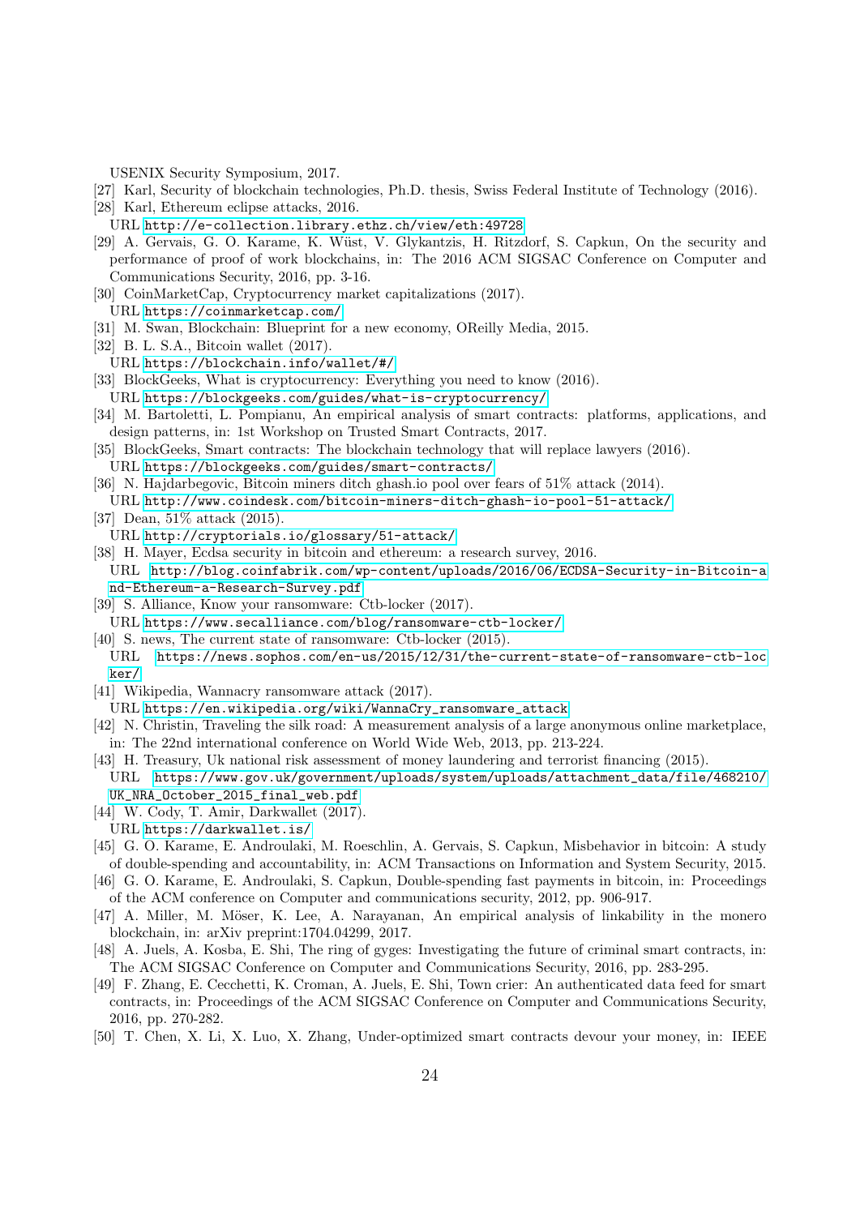USENIX Security Symposium, 2017.

[27] Karl, Security of blockchain technologies, Ph.D. thesis, Swiss Federal Institute of Technology (2016).

[28] Karl, Ethereum eclipse attacks, 2016.
URL http://e-collection.library.ethz.ch/view/eth:49728

[29] A. Gervais, G. O. Karame, K. Wüst, V. Glykantzis, H. Ritzdorf, S. Capkun, On the security and performance of proof of work blockchains, in: The 2016 ACM SIGSAC Conference on Computer and Communications Security, 2016, pp. 3-16.

[30] CoinMarketCap, Cryptocurrency market capitalizations (2017).
URL https://coinmarketcap.com/

[31] M. Swan, Blockchain: Blueprint for a new economy, OReilly Media, 2015.

[32] B. L. S.A., Bitcoin wallet (2017).
URL https://blockchain.info/wallet/#/

[33] BlockGeeks, What is cryptocurrency: Everything you need to know (2016).
URL https://blockgeeks.com/guides/what-is-cryptocurrency/

[34] M. Bartoletti, L. Pompianu, An empirical analysis of smart contracts: platforms, applications, and design patterns, in: 1st Workshop on Trusted Smart Contracts, 2017.

[35] BlockGeeks, Smart contracts: The blockchain technology that will replace lawyers (2016).
URL https://blockgeeks.com/guides/smart-contracts/

[36] N. Hajdarbegovic, Bitcoin miners ditch ghash.io pool over fears of 51% attack (2014).
URL http://www.coindesk.com/bitcoin-miners-ditch-ghash-io-pool-51-attack/

[37] Dean, 51% attack (2015).
URL http://cryptorials.io/glossary/51-attack/

[38] H. Mayer, Ecdsa security in bitcoin and ethereum: a research survey, 2016.
URL http://blog.coinfabrik.com/wp-content/uploads/2016/06/ECDSA-Security-in-Bitcoin-and-Ethereum-a-Research-Survey.pdf

[39] S. Alliance, Know your ransomware: Ctb-locker (2017).
URL https://www.secalliance.com/blog/ransomware-ctb-locker/

[40] S. news, The current state of ransomware: Ctb-locker (2015).
URL https://news.sophos.com/en-us/2015/12/31/the-current-state-of-ransomware-ctb-locker/

[41] Wikipedia, Wannacry ransomware attack (2017).
URL https://en.wikipedia.org/wiki/WannaCry_ransomware_attack

[42] N. Christin, Traveling the silk road: A measurement analysis of a large anonymous online marketplace, in: The 22nd international conference on World Wide Web, 2013, pp. 213-224.

[43] H. Treasury, Uk national risk assessment of money laundering and terrorist financing (2015).
URL https://www.gov.uk/government/uploads/system/uploads/attachment_data/file/468210/UK_NRA_October_2015_final_web.pdf

[44] W. Cody, T. Amir, Darkwallet (2017).
URL https://darkwallet.is/

[45] G. O. Karame, E. Androulaki, M. Roeschlin, A. Gervais, S. Capkun, Misbehavior in bitcoin: A study of double-spending and accountability, in: ACM Transactions on Information and System Security, 2015.

[46] G. O. Karame, E. Androulaki, S. Capkun, Double-spending fast payments in bitcoin, in: Proceedings of the ACM conference on Computer and communications security, 2012, pp. 906-917.

[47] A. Miller, M. Möser, K. Lee, A. Narayanan, An empirical analysis of linkability in the monero blockchain, in: arXiv preprint:1704.04299, 2017.

[48] A. Juels, A. Kosba, E. Shi, The ring of gyges: Investigating the future of criminal smart contracts, in: The ACM SIGSAC Conference on Computer and Communications Security, 2016, pp. 283-295.

[49] F. Zhang, E. Cecchetti, K. Croman, A. Juels, E. Shi, Town crier: An authenticated data feed for smart contracts, in: Proceedings of the ACM SIGSAC Conference on Computer and Communications Security, 2016, pp. 270-282.

[50] T. Chen, X. Li, X. Luo, X. Zhang, Under-optimized smart contracts devour your money, in: IEEE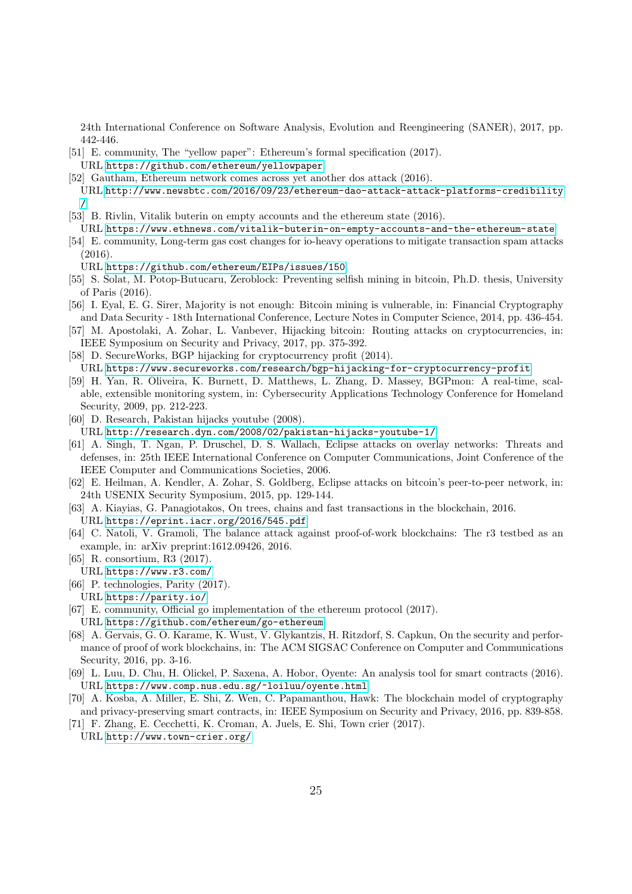24th International Conference on Software Analysis, Evolution and Reengineering (SANER), 2017, pp. 442-446.

[51] E. community, The "yellow paper": Ethereum's formal specification (2017).
URL https://github.com/ethereum/yellowpaper

[52] Gautham, Ethereum network comes across yet another dos attack (2016).
URL http://www.newsbtc.com/2016/09/23/ethereum-dao-attack-attack-platforms-credibility/

[53] B. Rivlin, Vitalik buterin on empty accounts and the ethereum state (2016).
URL https://www.ethnews.com/vitalik-buterin-on-empty-accounts-and-the-ethereum-state

[54] E. community, Long-term gas cost changes for io-heavy operations to mitigate transaction spam attacks (2016).
URL https://github.com/ethereum/EIPs/issues/150

[55] S. Solat, M. Potop-Butucaru, Zeroblock: Preventing selfish mining in bitcoin, Ph.D. thesis, University of Paris (2016).

[56] I. Eyal, E. G. Sirer, Majority is not enough: Bitcoin mining is vulnerable, in: Financial Cryptography and Data Security - 18th International Conference, Lecture Notes in Computer Science, 2014, pp. 436-454.

[57] M. Apostolaki, A. Zohar, L. Vanbever, Hijacking bitcoin: Routing attacks on cryptocurrencies, in: IEEE Symposium on Security and Privacy, 2017, pp. 375-392.

[58] D. SecureWorks, BGP hijacking for cryptocurrency profit (2014).
URL https://www.secureworks.com/research/bgp-hijacking-for-cryptocurrency-profit

[59] H. Yan, R. Oliveira, K. Burnett, D. Matthews, L. Zhang, D. Massey, BGPmon: A real-time, scalable, extensible monitoring system, in: Cybersecurity Applications Technology Conference for Homeland Security, 2009, pp. 212-223.

[60] D. Research, Pakistan hijacks youtube (2008).
URL http://research.dyn.com/2008/02/pakistan-hijacks-youtube-1/

[61] A. Singh, T. Ngan, P. Druschel, D. S. Wallach, Eclipse attacks on overlay networks: Threats and defenses, in: 25th IEEE International Conference on Computer Communications, Joint Conference of the IEEE Computer and Communications Societies, 2006.

[62] E. Heilman, A. Kendler, A. Zohar, S. Goldberg, Eclipse attacks on bitcoin's peer-to-peer network, in: 24th USENIX Security Symposium, 2015, pp. 129-144.

[63] A. Kiayias, G. Panagiotakos, On trees, chains and fast transactions in the blockchain, 2016.
URL https://eprint.iacr.org/2016/545.pdf

[64] C. Natoli, V. Gramoli, The balance attack against proof-of-work blockchains: The r3 testbed as an example, in: arXiv preprint:1612.09426, 2016.

[65] R. consortium, R3 (2017).
URL https://www.r3.com/

[66] P. technologies, Parity (2017).
URL https://parity.io/

[67] E. community, Official go implementation of the ethereum protocol (2017).
URL https://github.com/ethereum/go-ethereum

[68] A. Gervais, G. O. Karame, K. Wust, V. Glykantzis, H. Ritzdorf, S. Capkun, On the security and performance of proof of work blockchains, in: The ACM SIGSAC Conference on Computer and Communications Security, 2016, pp. 3-16.

[69] L. Luu, D. Chu, H. Olickel, P. Saxena, A. Hobor, Oyente: An analysis tool for smart contracts (2016).
URL https://www.comp.nus.edu.sg/~loiluu/oyente.html

[70] A. Kosba, A. Miller, E. Shi, Z. Wen, C. Papamanthou, Hawk: The blockchain model of cryptography and privacy-preserving smart contracts, in: IEEE Symposium on Security and Privacy, 2016, pp. 839-858.

[71] F. Zhang, E. Cecchetti, K. Croman, A. Juels, E. Shi, Town crier (2017).
URL http://www.town-crier.org/